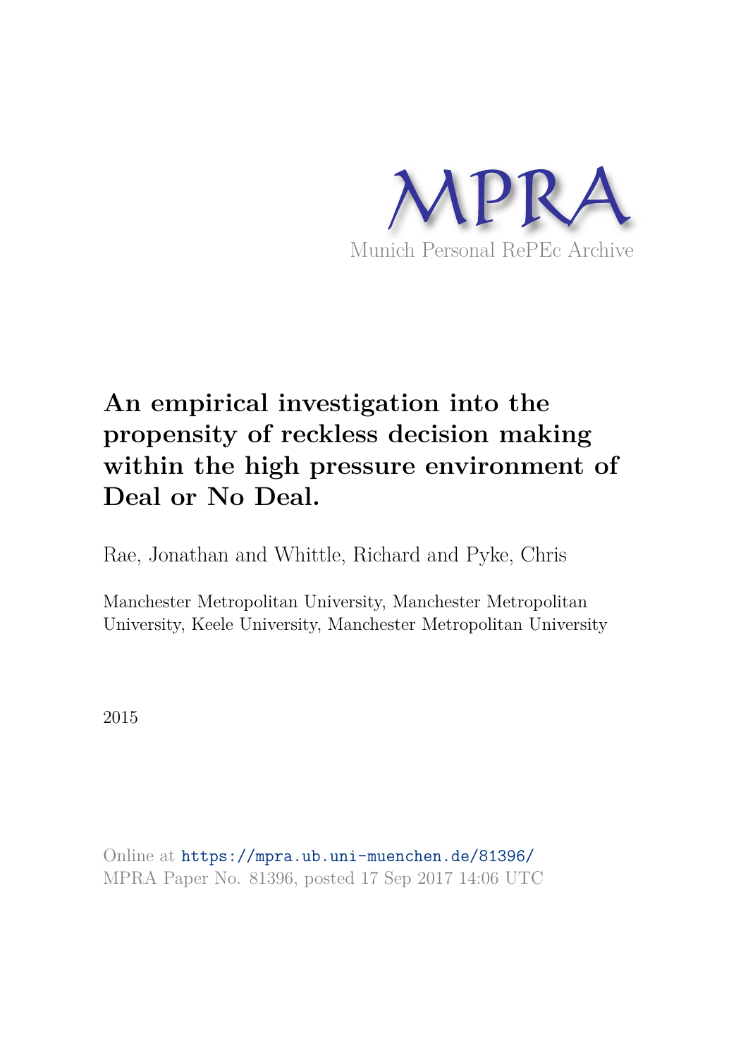MPRA

Munich Personal RePEc Archive

# An empirical investigation into the propensity of reckless decision making within the high pressure environment of Deal or No Deal.

Rae, Jonathan and Whittle, Richard and Pyke, Chris

Manchester Metropolitan University, Manchester Metropolitan University, Keele University, Manchester Metropolitan University

2015

Online at https://mpra.ub.uni-muenchen.de/81396/
MPRA Paper No. 81396, posted 17 Sep 2017 14:06 UTC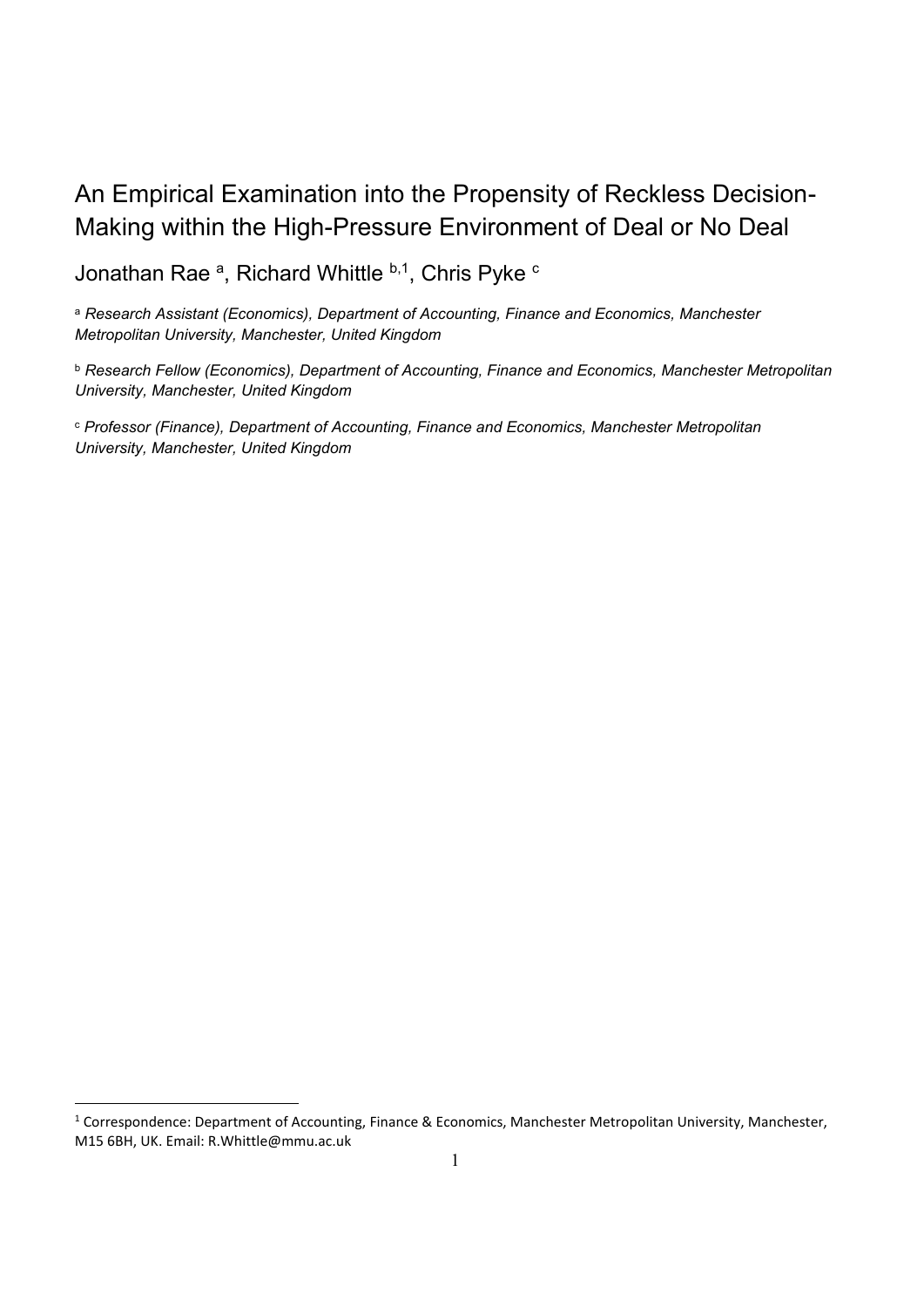# An Empirical Examination into the Propensity of Reckless Decision-Making within the High-Pressure Environment of Deal or No Deal

Jonathan Rae [a], Richard Whittle [b,1], Chris Pyke [c]

[a] *Research Assistant (Economics), Department of Accounting, Finance and Economics, Manchester Metropolitan University, Manchester, United Kingdom*

[b] *Research Fellow (Economics), Department of Accounting, Finance and Economics, Manchester Metropolitan University, Manchester, United Kingdom*

[c] *Professor (Finance), Department of Accounting, Finance and Economics, Manchester Metropolitan University, Manchester, United Kingdom*

[1] Correspondence: Department of Accounting, Finance & Economics, Manchester Metropolitan University, Manchester, M15 6BH, UK. Email: R.Whittle@mmu.ac.uk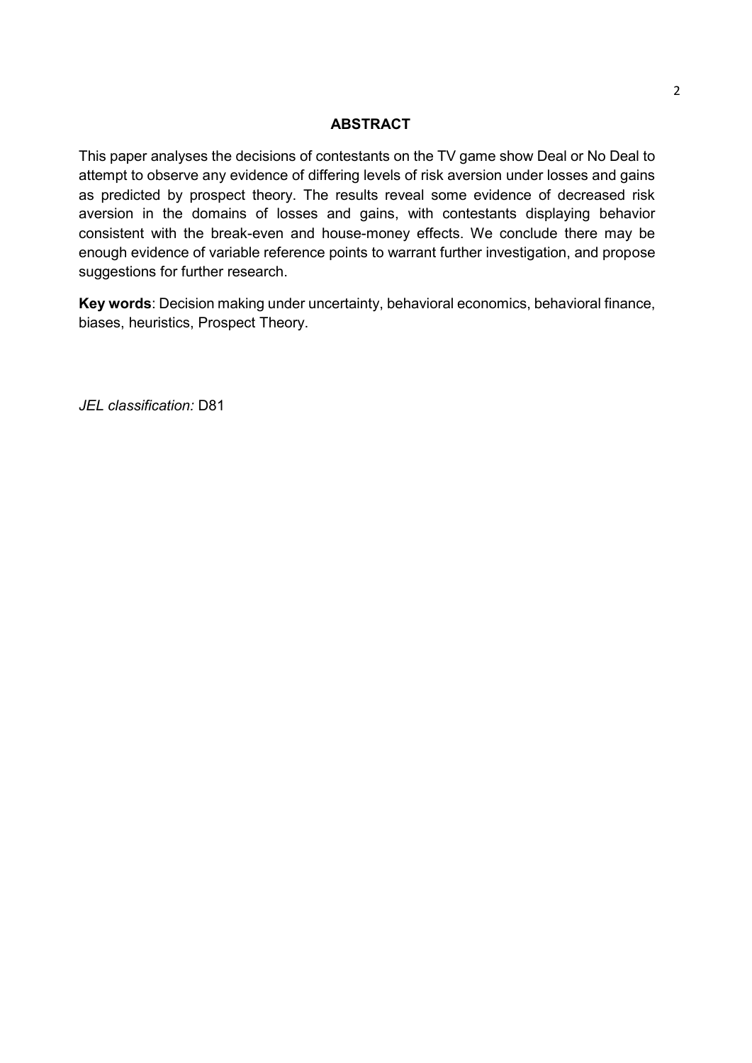## ABSTRACT

This paper analyses the decisions of contestants on the TV game show Deal or No Deal to attempt to observe any evidence of differing levels of risk aversion under losses and gains as predicted by prospect theory. The results reveal some evidence of decreased risk aversion in the domains of losses and gains, with contestants displaying behavior consistent with the break-even and house-money effects. We conclude there may be enough evidence of variable reference points to warrant further investigation, and propose suggestions for further research.

**Key words**: Decision making under uncertainty, behavioral economics, behavioral finance, biases, heuristics, Prospect Theory.

*JEL classification:* D81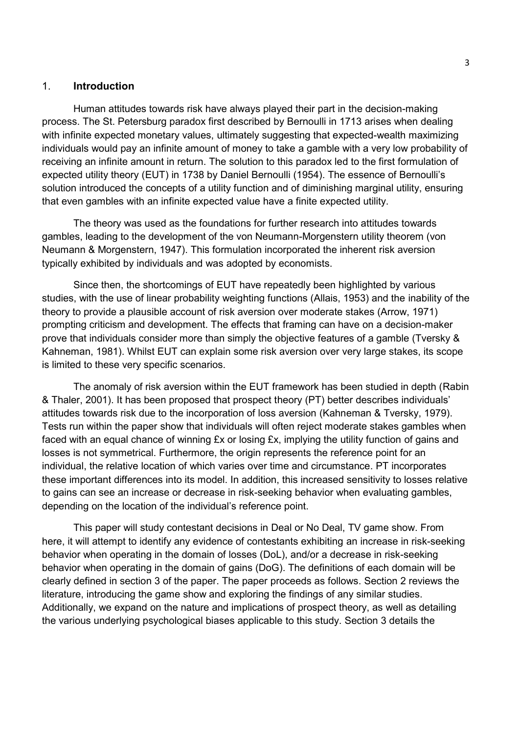## 1. **Introduction**

Human attitudes towards risk have always played their part in the decision-making process. The St. Petersburg paradox first described by Bernoulli in 1713 arises when dealing with infinite expected monetary values, ultimately suggesting that expected-wealth maximizing individuals would pay an infinite amount of money to take a gamble with a very low probability of receiving an infinite amount in return. The solution to this paradox led to the first formulation of expected utility theory (EUT) in 1738 by Daniel Bernoulli (1954). The essence of Bernoulli's solution introduced the concepts of a utility function and of diminishing marginal utility, ensuring that even gambles with an infinite expected value have a finite expected utility.

The theory was used as the foundations for further research into attitudes towards gambles, leading to the development of the von Neumann-Morgenstern utility theorem (von Neumann & Morgenstern, 1947). This formulation incorporated the inherent risk aversion typically exhibited by individuals and was adopted by economists.

Since then, the shortcomings of EUT have repeatedly been highlighted by various studies, with the use of linear probability weighting functions (Allais, 1953) and the inability of the theory to provide a plausible account of risk aversion over moderate stakes (Arrow, 1971) prompting criticism and development. The effects that framing can have on a decision-maker prove that individuals consider more than simply the objective features of a gamble (Tversky & Kahneman, 1981). Whilst EUT can explain some risk aversion over very large stakes, its scope is limited to these very specific scenarios.

The anomaly of risk aversion within the EUT framework has been studied in depth (Rabin & Thaler, 2001). It has been proposed that prospect theory (PT) better describes individuals' attitudes towards risk due to the incorporation of loss aversion (Kahneman & Tversky, 1979). Tests run within the paper show that individuals will often reject moderate stakes gambles when faced with an equal chance of winning £x or losing £x, implying the utility function of gains and losses is not symmetrical. Furthermore, the origin represents the reference point for an individual, the relative location of which varies over time and circumstance. PT incorporates these important differences into its model. In addition, this increased sensitivity to losses relative to gains can see an increase or decrease in risk-seeking behavior when evaluating gambles, depending on the location of the individual's reference point.

This paper will study contestant decisions in Deal or No Deal, TV game show. From here, it will attempt to identify any evidence of contestants exhibiting an increase in risk-seeking behavior when operating in the domain of losses (DoL), and/or a decrease in risk-seeking behavior when operating in the domain of gains (DoG). The definitions of each domain will be clearly defined in section 3 of the paper. The paper proceeds as follows. Section 2 reviews the literature, introducing the game show and exploring the findings of any similar studies. Additionally, we expand on the nature and implications of prospect theory, as well as detailing the various underlying psychological biases applicable to this study. Section 3 details the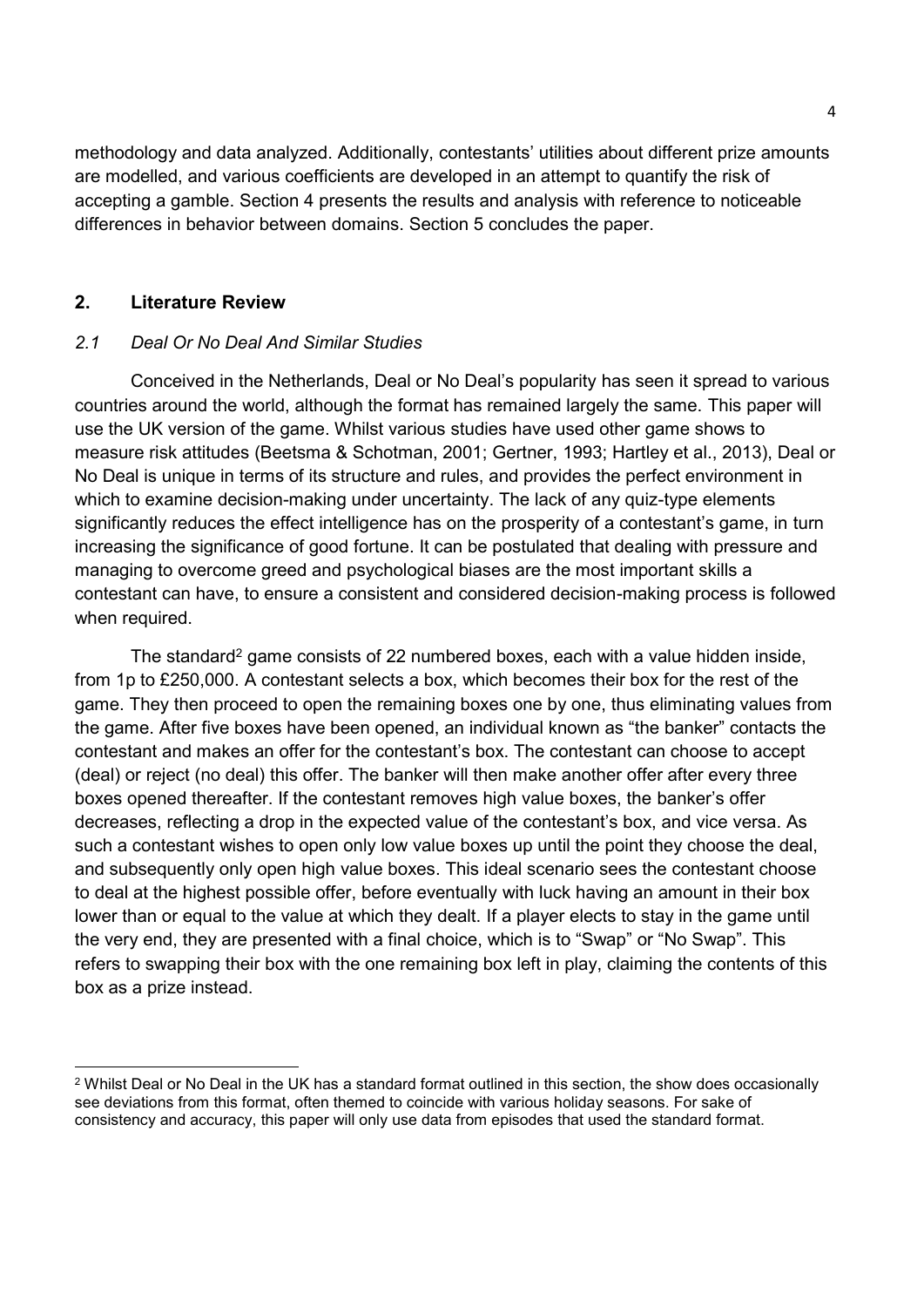methodology and data analyzed. Additionally, contestants' utilities about different prize amounts are modelled, and various coefficients are developed in an attempt to quantify the risk of accepting a gamble. Section 4 presents the results and analysis with reference to noticeable differences in behavior between domains. Section 5 concludes the paper.

## 2. Literature Review

### *2.1 Deal Or No Deal And Similar Studies*

Conceived in the Netherlands, Deal or No Deal's popularity has seen it spread to various countries around the world, although the format has remained largely the same. This paper will use the UK version of the game. Whilst various studies have used other game shows to measure risk attitudes (Beetsma & Schotman, 2001; Gertner, 1993; Hartley et al., 2013), Deal or No Deal is unique in terms of its structure and rules, and provides the perfect environment in which to examine decision-making under uncertainty. The lack of any quiz-type elements significantly reduces the effect intelligence has on the prosperity of a contestant's game, in turn increasing the significance of good fortune. It can be postulated that dealing with pressure and managing to overcome greed and psychological biases are the most important skills a contestant can have, to ensure a consistent and considered decision-making process is followed when required.

The standard[2] game consists of 22 numbered boxes, each with a value hidden inside, from 1p to £250,000. A contestant selects a box, which becomes their box for the rest of the game. They then proceed to open the remaining boxes one by one, thus eliminating values from the game. After five boxes have been opened, an individual known as "the banker" contacts the contestant and makes an offer for the contestant's box. The contestant can choose to accept (deal) or reject (no deal) this offer. The banker will then make another offer after every three boxes opened thereafter. If the contestant removes high value boxes, the banker's offer decreases, reflecting a drop in the expected value of the contestant's box, and vice versa. As such a contestant wishes to open only low value boxes up until the point they choose the deal, and subsequently only open high value boxes. This ideal scenario sees the contestant choose to deal at the highest possible offer, before eventually with luck having an amount in their box lower than or equal to the value at which they dealt. If a player elects to stay in the game until the very end, they are presented with a final choice, which is to "Swap" or "No Swap". This refers to swapping their box with the one remaining box left in play, claiming the contents of this box as a prize instead.

[2] Whilst Deal or No Deal in the UK has a standard format outlined in this section, the show does occasionally see deviations from this format, often themed to coincide with various holiday seasons. For sake of consistency and accuracy, this paper will only use data from episodes that used the standard format.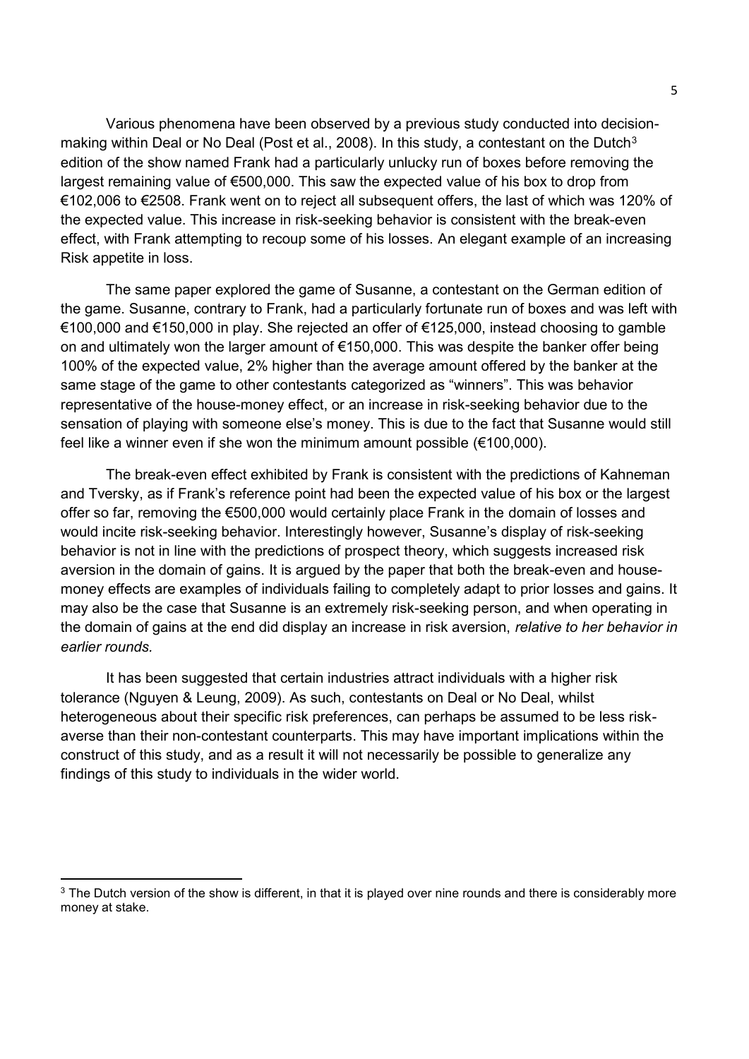Various phenomena have been observed by a previous study conducted into decision-making within Deal or No Deal (Post et al., 2008). In this study, a contestant on the Dutch[3] edition of the show named Frank had a particularly unlucky run of boxes before removing the largest remaining value of €500,000. This saw the expected value of his box to drop from €102,006 to €2508. Frank went on to reject all subsequent offers, the last of which was 120% of the expected value. This increase in risk-seeking behavior is consistent with the break-even effect, with Frank attempting to recoup some of his losses. An elegant example of an increasing Risk appetite in loss.

The same paper explored the game of Susanne, a contestant on the German edition of the game. Susanne, contrary to Frank, had a particularly fortunate run of boxes and was left with €100,000 and €150,000 in play. She rejected an offer of €125,000, instead choosing to gamble on and ultimately won the larger amount of €150,000. This was despite the banker offer being 100% of the expected value, 2% higher than the average amount offered by the banker at the same stage of the game to other contestants categorized as "winners". This was behavior representative of the house-money effect, or an increase in risk-seeking behavior due to the sensation of playing with someone else's money. This is due to the fact that Susanne would still feel like a winner even if she won the minimum amount possible (€100,000).

The break-even effect exhibited by Frank is consistent with the predictions of Kahneman and Tversky, as if Frank's reference point had been the expected value of his box or the largest offer so far, removing the €500,000 would certainly place Frank in the domain of losses and would incite risk-seeking behavior. Interestingly however, Susanne's display of risk-seeking behavior is not in line with the predictions of prospect theory, which suggests increased risk aversion in the domain of gains. It is argued by the paper that both the break-even and house-money effects are examples of individuals failing to completely adapt to prior losses and gains. It may also be the case that Susanne is an extremely risk-seeking person, and when operating in the domain of gains at the end did display an increase in risk aversion, *relative to her behavior in earlier rounds.*

It has been suggested that certain industries attract individuals with a higher risk tolerance (Nguyen & Leung, 2009). As such, contestants on Deal or No Deal, whilst heterogeneous about their specific risk preferences, can perhaps be assumed to be less risk-averse than their non-contestant counterparts. This may have important implications within the construct of this study, and as a result it will not necessarily be possible to generalize any findings of this study to individuals in the wider world.

[3] The Dutch version of the show is different, in that it is played over nine rounds and there is considerably more money at stake.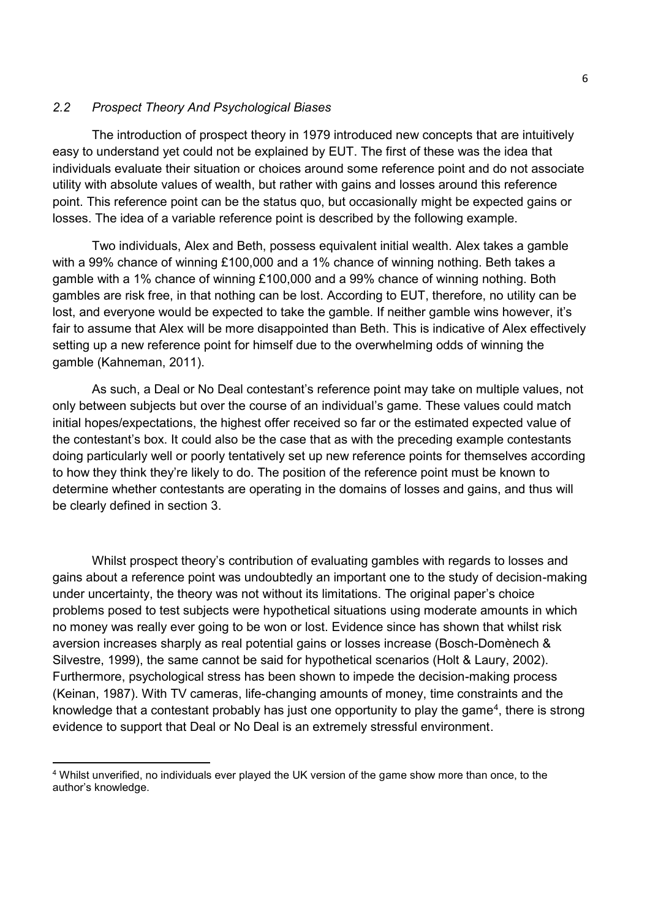### *2.2 Prospect Theory And Psychological Biases*

The introduction of prospect theory in 1979 introduced new concepts that are intuitively easy to understand yet could not be explained by EUT. The first of these was the idea that individuals evaluate their situation or choices around some reference point and do not associate utility with absolute values of wealth, but rather with gains and losses around this reference point. This reference point can be the status quo, but occasionally might be expected gains or losses. The idea of a variable reference point is described by the following example.

Two individuals, Alex and Beth, possess equivalent initial wealth. Alex takes a gamble with a 99% chance of winning £100,000 and a 1% chance of winning nothing. Beth takes a gamble with a 1% chance of winning £100,000 and a 99% chance of winning nothing. Both gambles are risk free, in that nothing can be lost. According to EUT, therefore, no utility can be lost, and everyone would be expected to take the gamble. If neither gamble wins however, it's fair to assume that Alex will be more disappointed than Beth. This is indicative of Alex effectively setting up a new reference point for himself due to the overwhelming odds of winning the gamble (Kahneman, 2011).

As such, a Deal or No Deal contestant's reference point may take on multiple values, not only between subjects but over the course of an individual's game. These values could match initial hopes/expectations, the highest offer received so far or the estimated expected value of the contestant's box. It could also be the case that as with the preceding example contestants doing particularly well or poorly tentatively set up new reference points for themselves according to how they think they're likely to do. The position of the reference point must be known to determine whether contestants are operating in the domains of losses and gains, and thus will be clearly defined in section 3.

Whilst prospect theory's contribution of evaluating gambles with regards to losses and gains about a reference point was undoubtedly an important one to the study of decision-making under uncertainty, the theory was not without its limitations. The original paper's choice problems posed to test subjects were hypothetical situations using moderate amounts in which no money was really ever going to be won or lost. Evidence since has shown that whilst risk aversion increases sharply as real potential gains or losses increase (Bosch-Domènech & Silvestre, 1999), the same cannot be said for hypothetical scenarios (Holt & Laury, 2002). Furthermore, psychological stress has been shown to impede the decision-making process (Keinan, 1987). With TV cameras, life-changing amounts of money, time constraints and the knowledge that a contestant probably has just one opportunity to play the game[4], there is strong evidence to support that Deal or No Deal is an extremely stressful environment.

[4] Whilst unverified, no individuals ever played the UK version of the game show more than once, to the author's knowledge.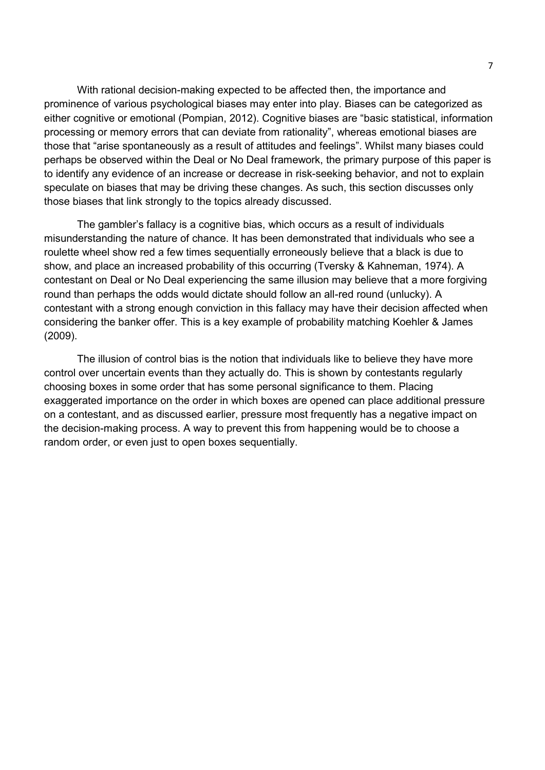With rational decision-making expected to be affected then, the importance and prominence of various psychological biases may enter into play. Biases can be categorized as either cognitive or emotional (Pompian, 2012). Cognitive biases are "basic statistical, information processing or memory errors that can deviate from rationality", whereas emotional biases are those that "arise spontaneously as a result of attitudes and feelings". Whilst many biases could perhaps be observed within the Deal or No Deal framework, the primary purpose of this paper is to identify any evidence of an increase or decrease in risk-seeking behavior, and not to explain speculate on biases that may be driving these changes. As such, this section discusses only those biases that link strongly to the topics already discussed.

The gambler's fallacy is a cognitive bias, which occurs as a result of individuals misunderstanding the nature of chance. It has been demonstrated that individuals who see a roulette wheel show red a few times sequentially erroneously believe that a black is due to show, and place an increased probability of this occurring (Tversky & Kahneman, 1974). A contestant on Deal or No Deal experiencing the same illusion may believe that a more forgiving round than perhaps the odds would dictate should follow an all-red round (unlucky). A contestant with a strong enough conviction in this fallacy may have their decision affected when considering the banker offer. This is a key example of probability matching Koehler & James (2009).

The illusion of control bias is the notion that individuals like to believe they have more control over uncertain events than they actually do. This is shown by contestants regularly choosing boxes in some order that has some personal significance to them. Placing exaggerated importance on the order in which boxes are opened can place additional pressure on a contestant, and as discussed earlier, pressure most frequently has a negative impact on the decision-making process. A way to prevent this from happening would be to choose a random order, or even just to open boxes sequentially.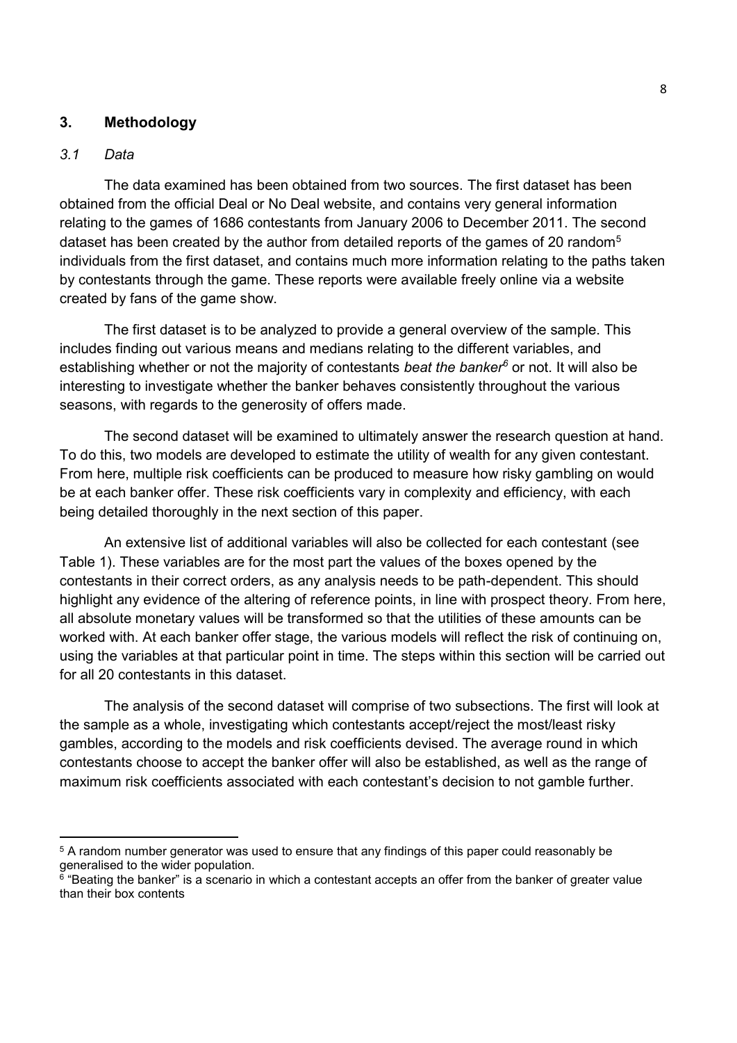## 3. Methodology

### *3.1 Data*

The data examined has been obtained from two sources. The first dataset has been obtained from the official Deal or No Deal website, and contains very general information relating to the games of 1686 contestants from January 2006 to December 2011. The second dataset has been created by the author from detailed reports of the games of 20 random[5] individuals from the first dataset, and contains much more information relating to the paths taken by contestants through the game. These reports were available freely online via a website created by fans of the game show.

The first dataset is to be analyzed to provide a general overview of the sample. This includes finding out various means and medians relating to the different variables, and establishing whether or not the majority of contestants *beat the banker*[6] or not. It will also be interesting to investigate whether the banker behaves consistently throughout the various seasons, with regards to the generosity of offers made.

The second dataset will be examined to ultimately answer the research question at hand. To do this, two models are developed to estimate the utility of wealth for any given contestant. From here, multiple risk coefficients can be produced to measure how risky gambling on would be at each banker offer. These risk coefficients vary in complexity and efficiency, with each being detailed thoroughly in the next section of this paper.

An extensive list of additional variables will also be collected for each contestant (see Table 1). These variables are for the most part the values of the boxes opened by the contestants in their correct orders, as any analysis needs to be path-dependent. This should highlight any evidence of the altering of reference points, in line with prospect theory. From here, all absolute monetary values will be transformed so that the utilities of these amounts can be worked with. At each banker offer stage, the various models will reflect the risk of continuing on, using the variables at that particular point in time. The steps within this section will be carried out for all 20 contestants in this dataset.

The analysis of the second dataset will comprise of two subsections. The first will look at the sample as a whole, investigating which contestants accept/reject the most/least risky gambles, according to the models and risk coefficients devised. The average round in which contestants choose to accept the banker offer will also be established, as well as the range of maximum risk coefficients associated with each contestant's decision to not gamble further.

---

[5] A random number generator was used to ensure that any findings of this paper could reasonably be generalised to the wider population.

[6] "Beating the banker" is a scenario in which a contestant accepts an offer from the banker of greater value than their box contents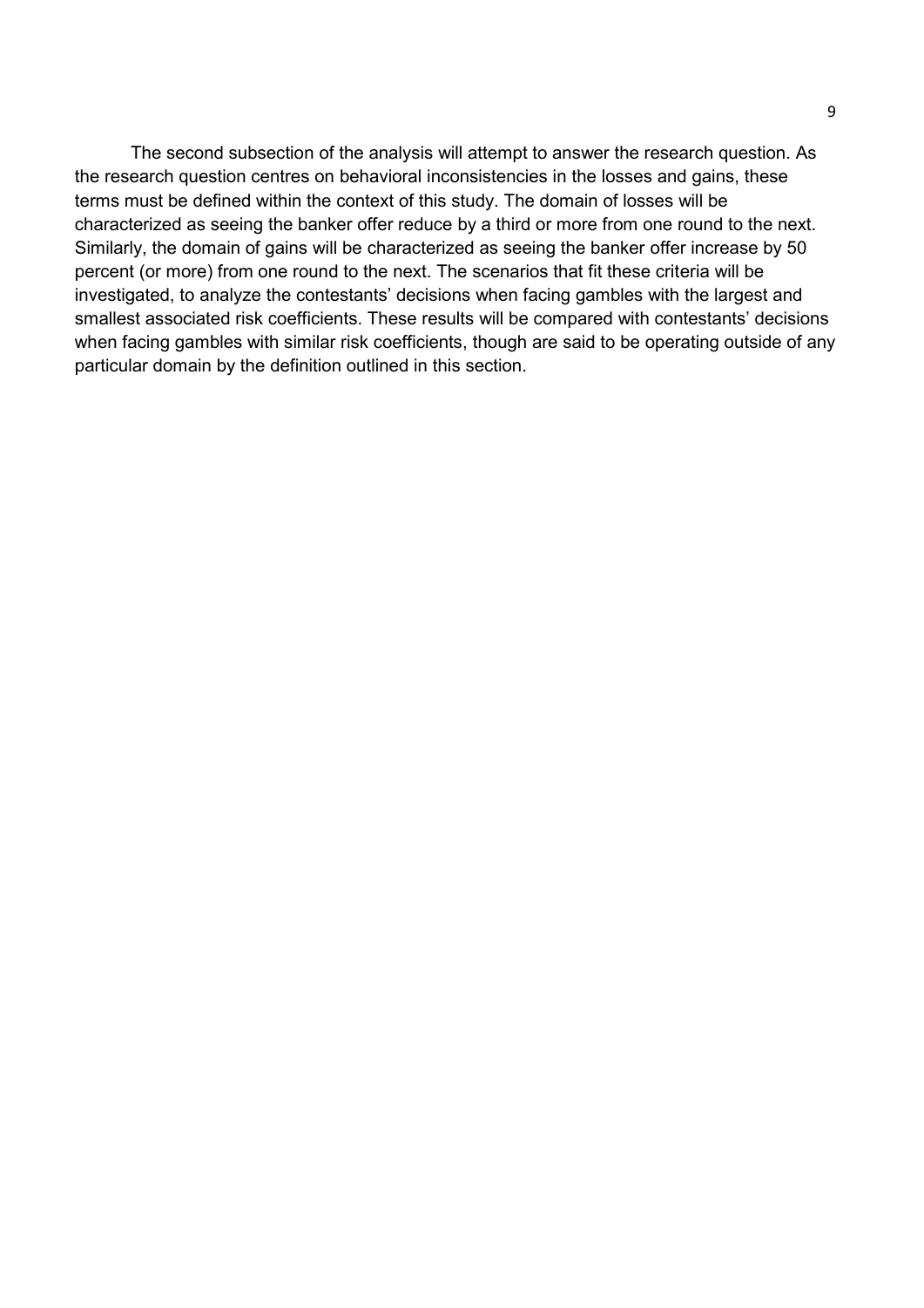The second subsection of the analysis will attempt to answer the research question. As the research question centres on behavioral inconsistencies in the losses and gains, these terms must be defined within the context of this study. The domain of losses will be characterized as seeing the banker offer reduce by a third or more from one round to the next. Similarly, the domain of gains will be characterized as seeing the banker offer increase by 50 percent (or more) from one round to the next. The scenarios that fit these criteria will be investigated, to analyze the contestants' decisions when facing gambles with the largest and smallest associated risk coefficients. These results will be compared with contestants' decisions when facing gambles with similar risk coefficients, though are said to be operating outside of any particular domain by the definition outlined in this section.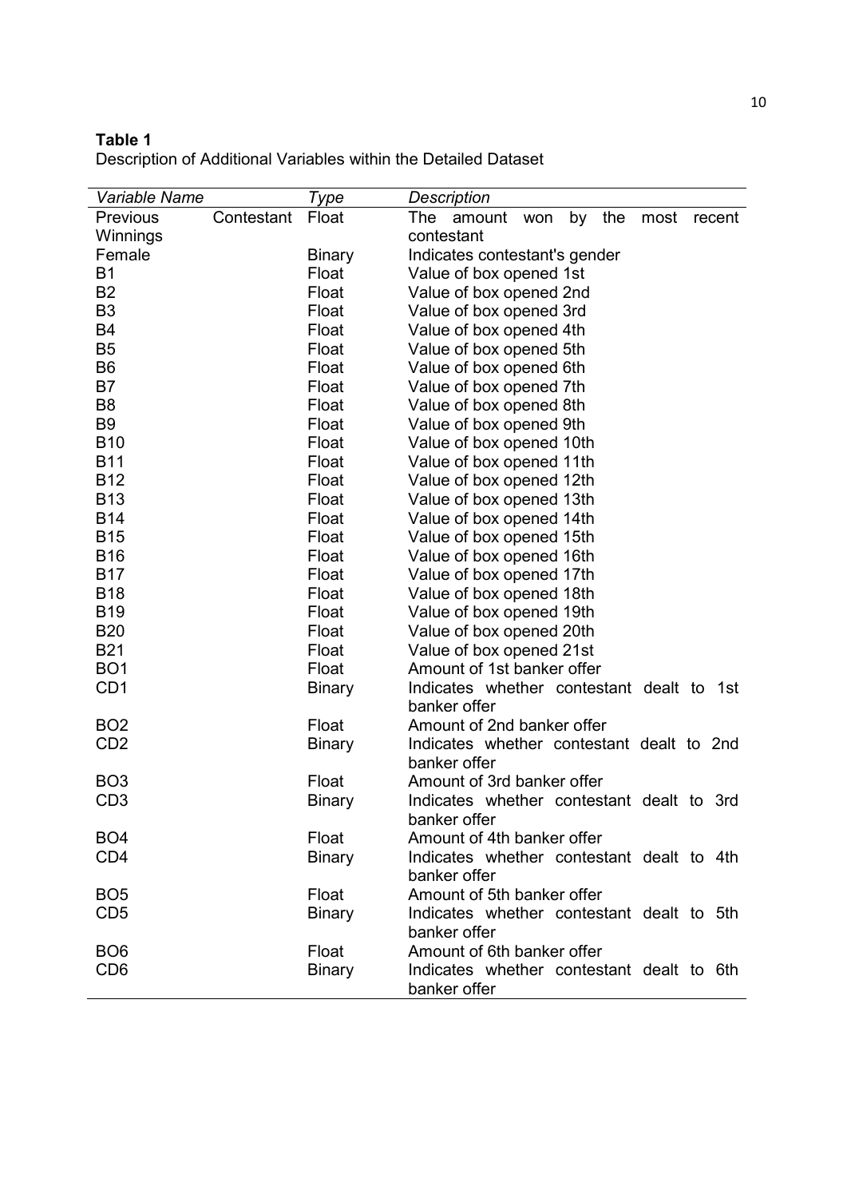**Table 1**
Description of Additional Variables within the Detailed Dataset

| *Variable Name* | *Type* | *Description* |
|---|---|---|
| Previous Contestant Winnings | Float | The amount won by the most recent contestant |
| Female | Binary | Indicates contestant's gender |
| B1 | Float | Value of box opened 1st |
| B2 | Float | Value of box opened 2nd |
| B3 | Float | Value of box opened 3rd |
| B4 | Float | Value of box opened 4th |
| B5 | Float | Value of box opened 5th |
| B6 | Float | Value of box opened 6th |
| B7 | Float | Value of box opened 7th |
| B8 | Float | Value of box opened 8th |
| B9 | Float | Value of box opened 9th |
| B10 | Float | Value of box opened 10th |
| B11 | Float | Value of box opened 11th |
| B12 | Float | Value of box opened 12th |
| B13 | Float | Value of box opened 13th |
| B14 | Float | Value of box opened 14th |
| B15 | Float | Value of box opened 15th |
| B16 | Float | Value of box opened 16th |
| B17 | Float | Value of box opened 17th |
| B18 | Float | Value of box opened 18th |
| B19 | Float | Value of box opened 19th |
| B20 | Float | Value of box opened 20th |
| B21 | Float | Value of box opened 21st |
| BO1 | Float | Amount of 1st banker offer |
| CD1 | Binary | Indicates whether contestant dealt to 1st banker offer |
| BO2 | Float | Amount of 2nd banker offer |
| CD2 | Binary | Indicates whether contestant dealt to 2nd banker offer |
| BO3 | Float | Amount of 3rd banker offer |
| CD3 | Binary | Indicates whether contestant dealt to 3rd banker offer |
| BO4 | Float | Amount of 4th banker offer |
| CD4 | Binary | Indicates whether contestant dealt to 4th banker offer |
| BO5 | Float | Amount of 5th banker offer |
| CD5 | Binary | Indicates whether contestant dealt to 5th banker offer |
| BO6 | Float | Amount of 6th banker offer |
| CD6 | Binary | Indicates whether contestant dealt to 6th banker offer |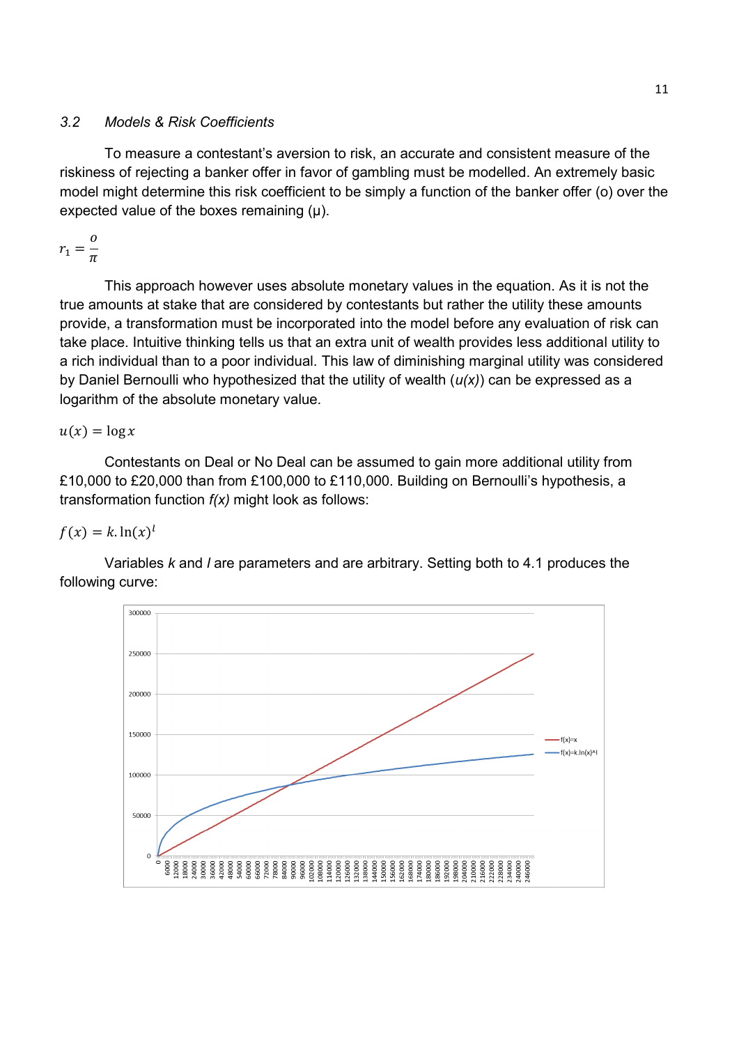### 3.2 *Models & Risk Coefficients*

To measure a contestant's aversion to risk, an accurate and consistent measure of the riskiness of rejecting a banker offer in favor of gambling must be modelled. An extremely basic model might determine this risk coefficient to be simply a function of the banker offer (o) over the expected value of the boxes remaining (μ).

$$r_1 = \frac{o}{\pi}$$

This approach however uses absolute monetary values in the equation. As it is not the true amounts at stake that are considered by contestants but rather the utility these amounts provide, a transformation must be incorporated into the model before any evaluation of risk can take place. Intuitive thinking tells us that an extra unit of wealth provides less additional utility to a rich individual than to a poor individual. This law of diminishing marginal utility was considered by Daniel Bernoulli who hypothesized that the utility of wealth (*u(x)*) can be expressed as a logarithm of the absolute monetary value.

$$u(x) = \log x$$

Contestants on Deal or No Deal can be assumed to gain more additional utility from £10,000 to £20,000 than from £100,000 to £110,000. Building on Bernoulli's hypothesis, a transformation function *f(x)* might look as follows:

$$f(x) = k.\ln(x)^l$$

Variables *k* and *l* are parameters and are arbitrary. Setting both to 4.1 produces the following curve: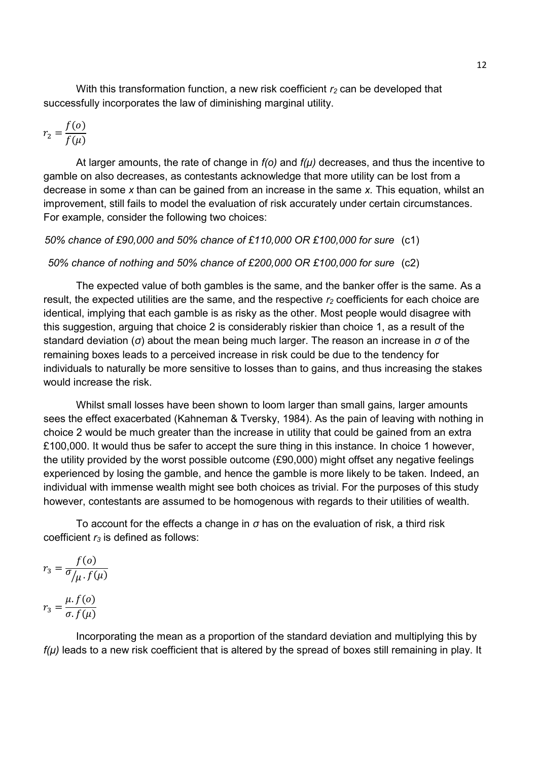With this transformation function, a new risk coefficient $r_2$ can be developed that successfully incorporates the law of diminishing marginal utility.

$$r_2 = \frac{f(o)}{f(\mu)}$$

At larger amounts, the rate of change in $f(o)$ and $f(\mu)$ decreases, and thus the incentive to gamble on also decreases, as contestants acknowledge that more utility can be lost from a decrease in some $x$ than can be gained from an increase in the same $x$. This equation, whilst an improvement, still fails to model the evaluation of risk accurately under certain circumstances. For example, consider the following two choices:

*50% chance of £90,000 and 50% chance of £110,000 OR £100,000 for sure* (c1)

*50% chance of nothing and 50% chance of £200,000 OR £100,000 for sure* (c2)

The expected value of both gambles is the same, and the banker offer is the same. As a result, the expected utilities are the same, and the respective $r_2$ coefficients for each choice are identical, implying that each gamble is as risky as the other. Most people would disagree with this suggestion, arguing that choice 2 is considerably riskier than choice 1, as a result of the standard deviation ($\sigma$) about the mean being much larger. The reason an increase in $\sigma$ of the remaining boxes leads to a perceived increase in risk could be due to the tendency for individuals to naturally be more sensitive to losses than to gains, and thus increasing the stakes would increase the risk.

Whilst small losses have been shown to loom larger than small gains, larger amounts sees the effect exacerbated (Kahneman & Tversky, 1984). As the pain of leaving with nothing in choice 2 would be much greater than the increase in utility that could be gained from an extra £100,000. It would thus be safer to accept the sure thing in this instance. In choice 1 however, the utility provided by the worst possible outcome (£90,000) might offset any negative feelings experienced by losing the gamble, and hence the gamble is more likely to be taken. Indeed, an individual with immense wealth might see both choices as trivial. For the purposes of this study however, contestants are assumed to be homogenous with regards to their utilities of wealth.

To account for the effects a change in $\sigma$ has on the evaluation of risk, a third risk coefficient $r_3$ is defined as follows:

$$r_3 = \frac{f(o)}{\sigma/_{\mu} . f(\mu)}$$

$$r_3 = \frac{\mu . f(o)}{\sigma . f(\mu)}$$

Incorporating the mean as a proportion of the standard deviation and multiplying this by $f(\mu)$ leads to a new risk coefficient that is altered by the spread of boxes still remaining in play. It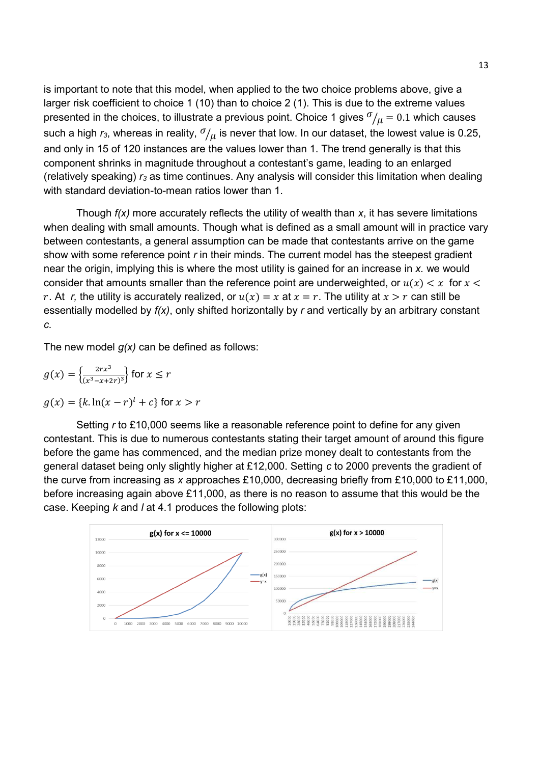is important to note that this model, when applied to the two choice problems above, give a larger risk coefficient to choice 1 (10) than to choice 2 (1). This is due to the extreme values presented in the choices, to illustrate a previous point. Choice 1 gives $\sigma/_{\mu} = 0.1$ which causes such a high *r₃*, whereas in reality, $\sigma/_{\mu}$ is never that low. In our dataset, the lowest value is 0.25, and only in 15 of 120 instances are the values lower than 1. The trend generally is that this component shrinks in magnitude throughout a contestant's game, leading to an enlarged (relatively speaking) $r_3$ as time continues. Any analysis will consider this limitation when dealing with standard deviation-to-mean ratios lower than 1.

Though *f(x)* more accurately reflects the utility of wealth than *x*, it has severe limitations when dealing with small amounts. Though what is defined as a small amount will in practice vary between contestants, a general assumption can be made that contestants arrive on the game show with some reference point *r* in their minds. The current model has the steepest gradient near the origin, implying this is where the most utility is gained for an increase in *x*. we would consider that amounts smaller than the reference point are underweighted, or $u(x) < x$ for $x < r$. At *r,* the utility is accurately realized, or $u(x) = x$ at $x = r$. The utility at $x > r$ can still be essentially modelled by *f(x)*, only shifted horizontally by *r* and vertically by an arbitrary constant *c.*

The new model *g(x)* can be defined as follows:

$$g(x) = \left\{\frac{2rx^3}{(x^3 - x + 2r)^3}\right\} \text{ for } x \leq r$$

$$g(x) = \{k.\ln(x - r)^l + c\} \text{ for } x > r$$

Setting *r* to £10,000 seems like a reasonable reference point to define for any given contestant. This is due to numerous contestants stating their target amount of around this figure before the game has commenced, and the median prize money dealt to contestants from the general dataset being only slightly higher at £12,000. Setting *c* to 2000 prevents the gradient of the curve from increasing as *x* approaches £10,000, decreasing briefly from £10,000 to £11,000, before increasing again above £11,000, as there is no reason to assume that this would be the case. Keeping *k* and *l* at 4.1 produces the following plots: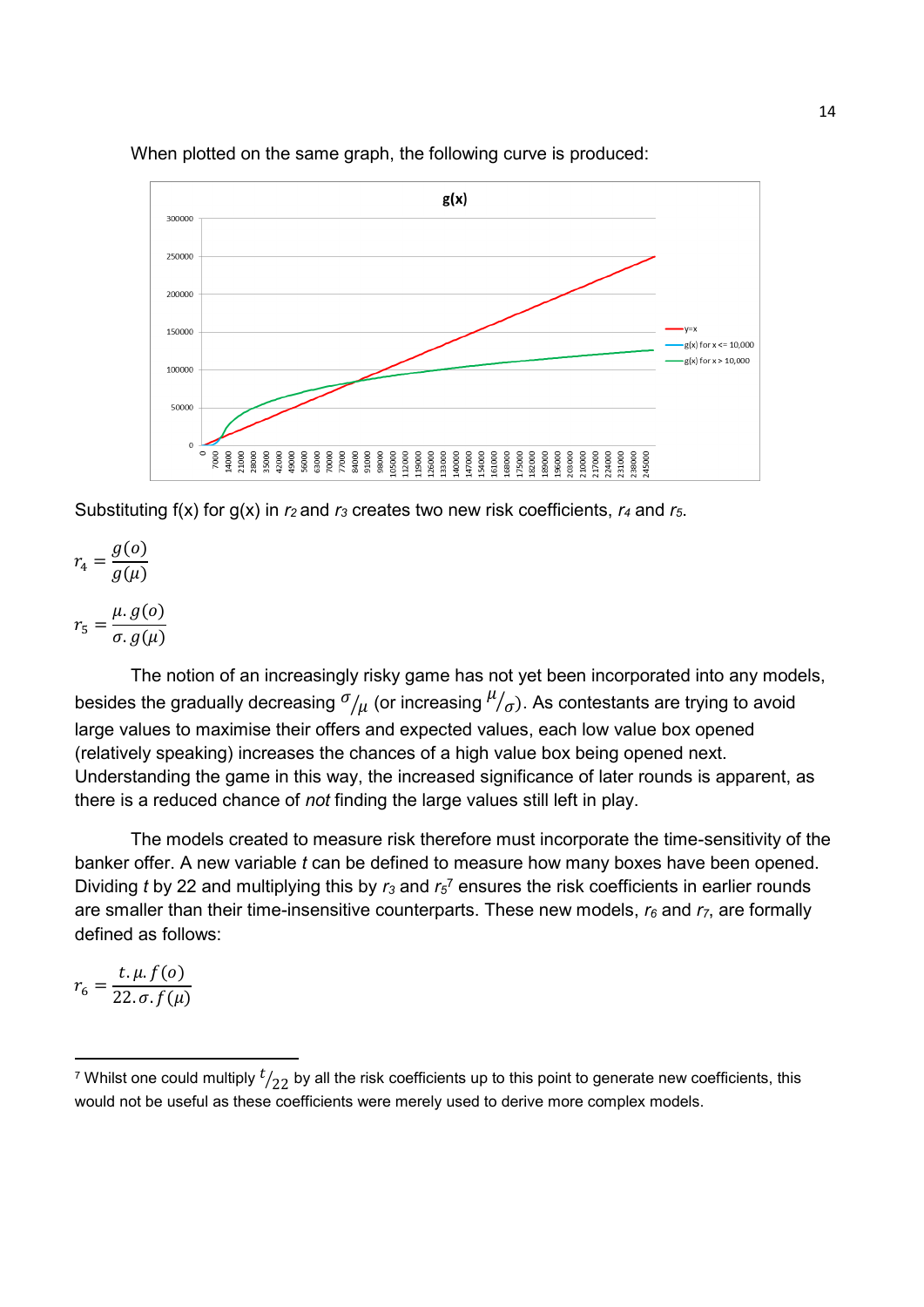When plotted on the same graph, the following curve is produced:

Substituting f(x) for g(x) in $r_2$ and $r_3$ creates two new risk coefficients, $r_4$ and $r_5$.

$$r_4 = \frac{g(o)}{g(\mu)}$$

$$r_5 = \frac{\mu . g(o)}{\sigma . g(\mu)}$$

The notion of an increasingly risky game has not yet been incorporated into any models, besides the gradually decreasing $\sigma/_{\mu}$ (or increasing $\mu/_{\sigma}$). As contestants are trying to avoid large values to maximise their offers and expected values, each low value box opened (relatively speaking) increases the chances of a high value box being opened next. Understanding the game in this way, the increased significance of later rounds is apparent, as there is a reduced chance of *not* finding the large values still left in play.

The models created to measure risk therefore must incorporate the time-sensitivity of the banker offer. A new variable *t* can be defined to measure how many boxes have been opened. Dividing *t* by 22 and multiplying this by $r_3$ and $r_5$[7] ensures the risk coefficients in earlier rounds are smaller than their time-insensitive counterparts. These new models, $r_6$ and $r_7$, are formally defined as follows:

$$r_6 = \frac{t . \mu . f(o)}{22 . \sigma . f(\mu)}$$

[7] Whilst one could multiply $t/_{22}$ by all the risk coefficients up to this point to generate new coefficients, this would not be useful as these coefficients were merely used to derive more complex models.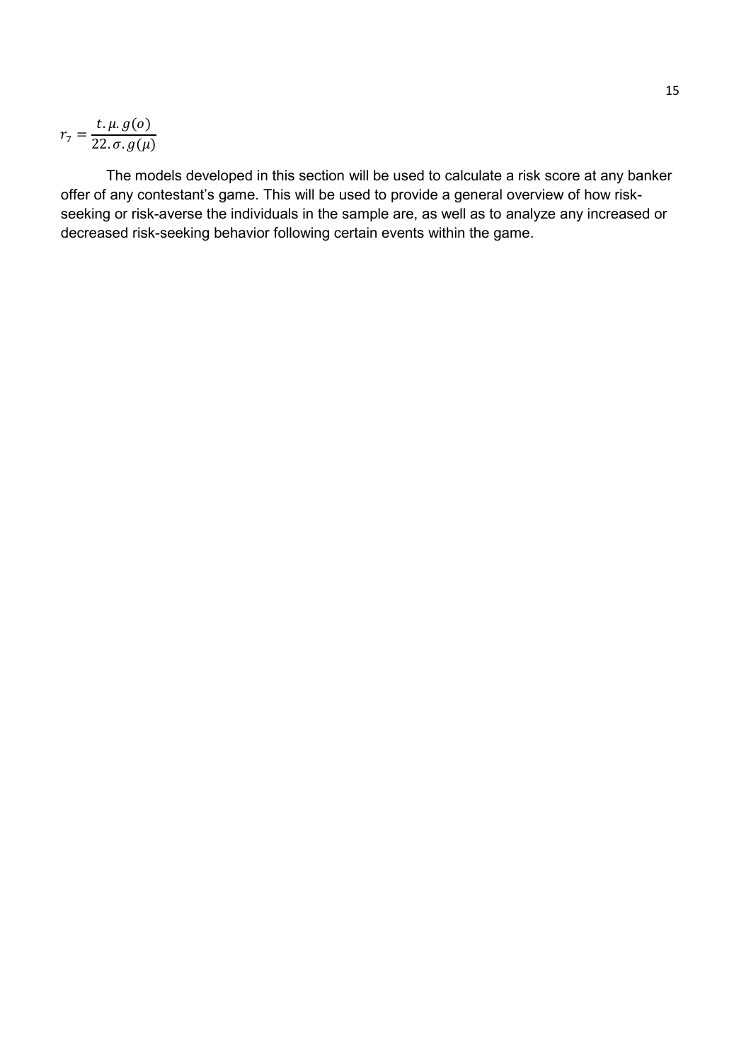$$r_7 = \frac{t.\mu.g(o)}{22.\sigma.g(\mu)}$$

The models developed in this section will be used to calculate a risk score at any banker offer of any contestant's game. This will be used to provide a general overview of how risk-seeking or risk-averse the individuals in the sample are, as well as to analyze any increased or decreased risk-seeking behavior following certain events within the game.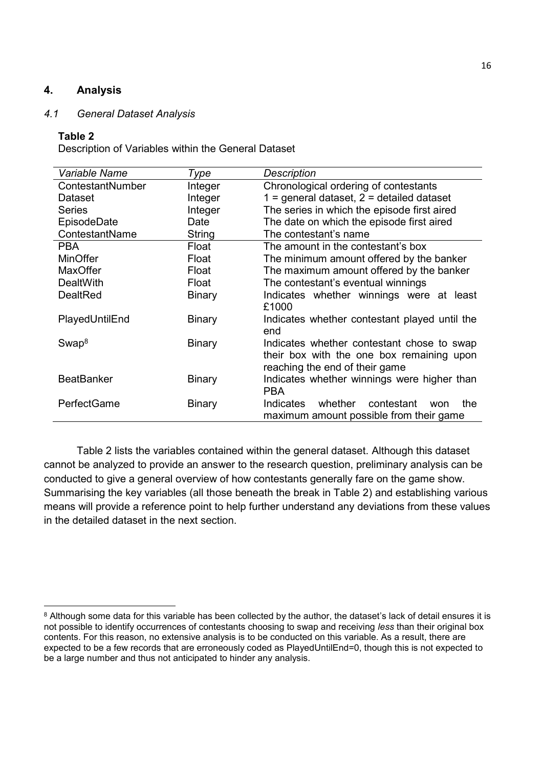## 4. Analysis

### *4.1 General Dataset Analysis*

**Table 2**

Description of Variables within the General Dataset

| *Variable Name* | *Type* | *Description* |
|---|---|---|
| ContestantNumber | Integer | Chronological ordering of contestants |
| Dataset | Integer | 1 = general dataset, 2 = detailed dataset |
| Series | Integer | The series in which the episode first aired |
| EpisodeDate | Date | The date on which the episode first aired |
| ContestantName | String | The contestant's name |
| PBA | Float | The amount in the contestant's box |
| MinOffer | Float | The minimum amount offered by the banker |
| MaxOffer | Float | The maximum amount offered by the banker |
| DealtWith | Float | The contestant's eventual winnings |
| DealtRed | Binary | Indicates whether winnings were at least £1000 |
| PlayedUntilEnd | Binary | Indicates whether contestant played until the end |
| Swap[8] | Binary | Indicates whether contestant chose to swap their box with the one box remaining upon reaching the end of their game |
| BeatBanker | Binary | Indicates whether winnings were higher than PBA |
| PerfectGame | Binary | Indicates whether contestant won the maximum amount possible from their game |

Table 2 lists the variables contained within the general dataset. Although this dataset cannot be analyzed to provide an answer to the research question, preliminary analysis can be conducted to give a general overview of how contestants generally fare on the game show. Summarising the key variables (all those beneath the break in Table 2) and establishing various means will provide a reference point to help further understand any deviations from these values in the detailed dataset in the next section.

[8] Although some data for this variable has been collected by the author, the dataset's lack of detail ensures it is not possible to identify occurrences of contestants choosing to swap and receiving *less* than their original box contents. For this reason, no extensive analysis is to be conducted on this variable. As a result, there are expected to be a few records that are erroneously coded as PlayedUntilEnd=0, though this is not expected to be a large number and thus not anticipated to hinder any analysis.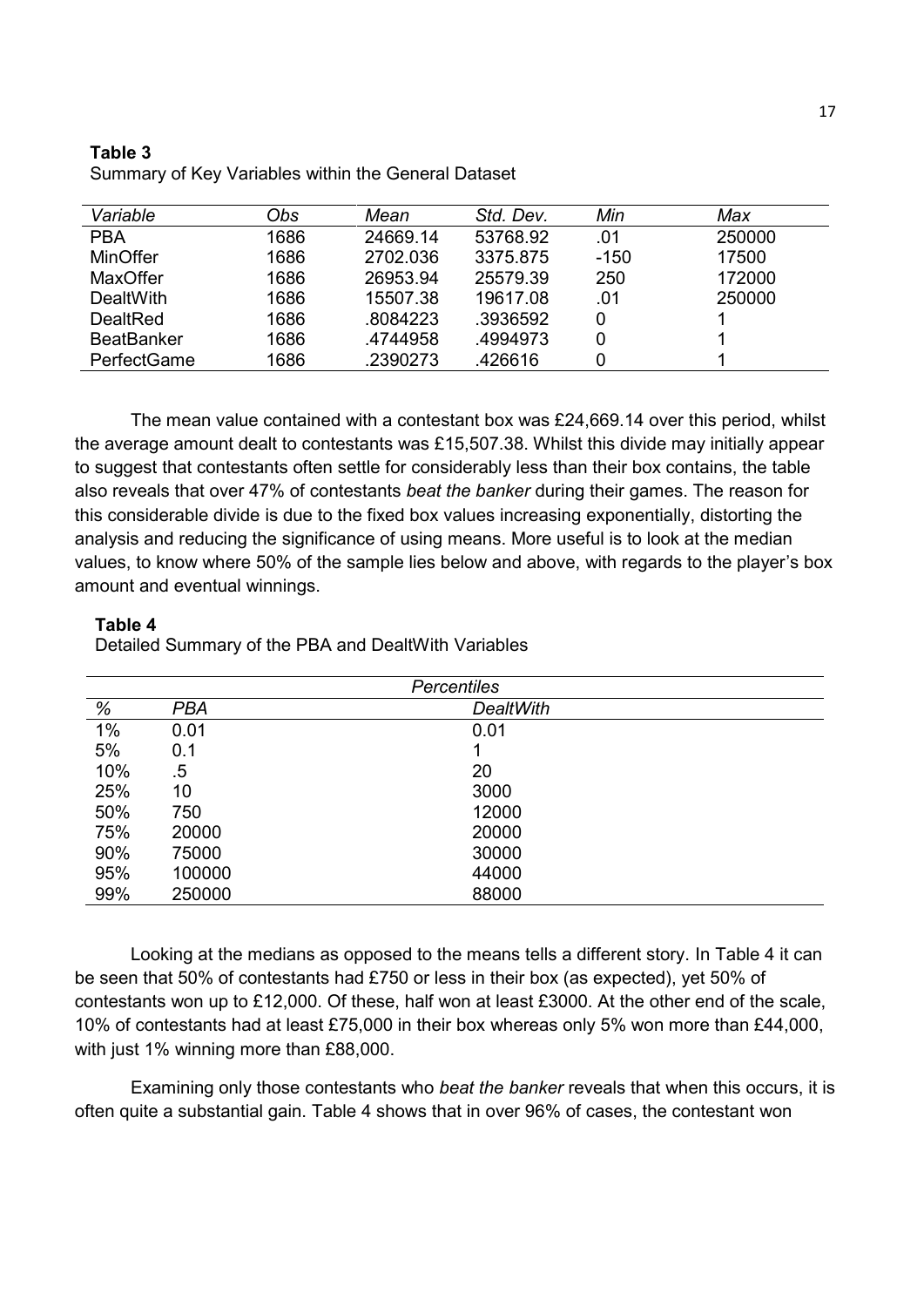**Table 3**

Summary of Key Variables within the General Dataset

| *Variable* | *Obs* | *Mean* | *Std. Dev.* | *Min* | *Max* |
|---|---|---|---|---|---|
| PBA | 1686 | 24669.14 | 53768.92 | .01 | 250000 |
| MinOffer | 1686 | 2702.036 | 3375.875 | -150 | 17500 |
| MaxOffer | 1686 | 26953.94 | 25579.39 | 250 | 172000 |
| DealtWith | 1686 | 15507.38 | 19617.08 | .01 | 250000 |
| DealtRed | 1686 | .8084223 | .3936592 | 0 | 1 |
| BeatBanker | 1686 | .4744958 | .4994973 | 0 | 1 |
| PerfectGame | 1686 | .2390273 | .426616 | 0 | 1 |

The mean value contained with a contestant box was £24,669.14 over this period, whilst the average amount dealt to contestants was £15,507.38. Whilst this divide may initially appear to suggest that contestants often settle for considerably less than their box contains, the table also reveals that over 47% of contestants *beat the banker* during their games. The reason for this considerable divide is due to the fixed box values increasing exponentially, distorting the analysis and reducing the significance of using means. More useful is to look at the median values, to know where 50% of the sample lies below and above, with regards to the player's box amount and eventual winnings.

**Table 4**

Detailed Summary of the PBA and DealtWith Variables

| | *Percentiles* | |
|---|---|---|
| *%* | *PBA* | *DealtWith* |
| 1% | 0.01 | 0.01 |
| 5% | 0.1 | 1 |
| 10% | .5 | 20 |
| 25% | 10 | 3000 |
| 50% | 750 | 12000 |
| 75% | 20000 | 20000 |
| 90% | 75000 | 30000 |
| 95% | 100000 | 44000 |
| 99% | 250000 | 88000 |

Looking at the medians as opposed to the means tells a different story. In Table 4 it can be seen that 50% of contestants had £750 or less in their box (as expected), yet 50% of contestants won up to £12,000. Of these, half won at least £3000. At the other end of the scale, 10% of contestants had at least £75,000 in their box whereas only 5% won more than £44,000, with just 1% winning more than £88,000.

Examining only those contestants who *beat the banker* reveals that when this occurs, it is often quite a substantial gain. Table 4 shows that in over 96% of cases, the contestant won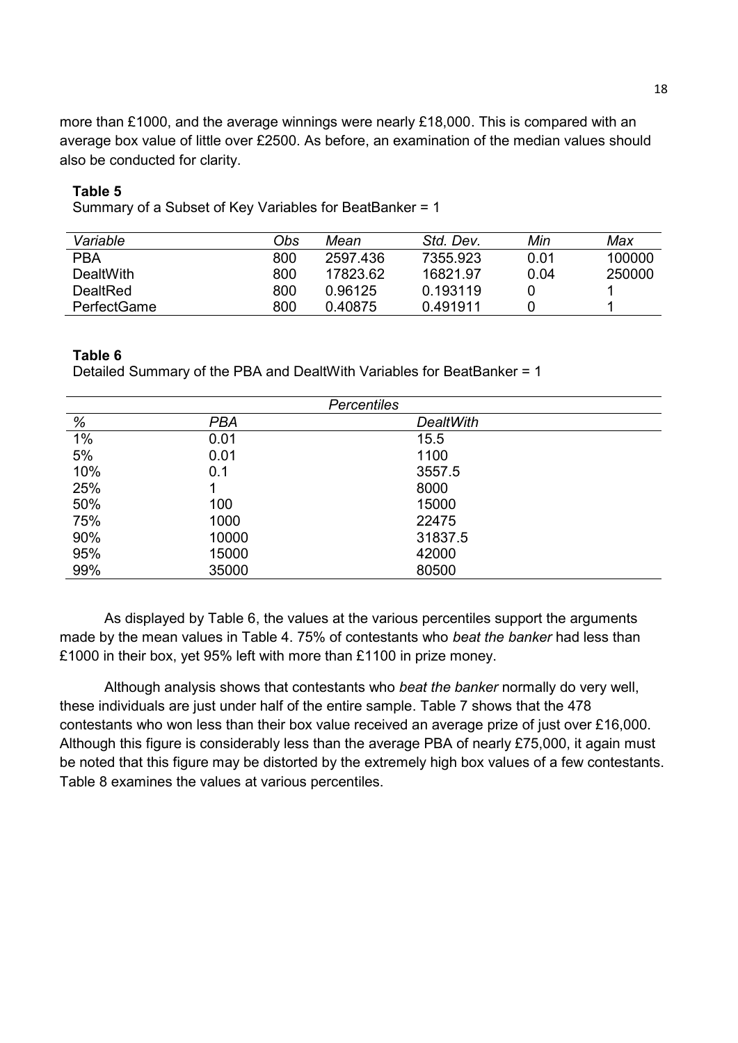more than £1000, and the average winnings were nearly £18,000. This is compared with an average box value of little over £2500. As before, an examination of the median values should also be conducted for clarity.

**Table 5**

Summary of a Subset of Key Variables for BeatBanker = 1

| *Variable* | *Obs* | *Mean* | *Std. Dev.* | *Min* | *Max* |
|---|---|---|---|---|---|
| PBA | 800 | 2597.436 | 7355.923 | 0.01 | 100000 |
| DealtWith | 800 | 17823.62 | 16821.97 | 0.04 | 250000 |
| DealtRed | 800 | 0.96125 | 0.193119 | 0 | 1 |
| PerfectGame | 800 | 0.40875 | 0.491911 | 0 | 1 |

**Table 6**

Detailed Summary of the PBA and DealtWith Variables for BeatBanker = 1

| | *Percentiles* | |
|---|---|---|
| *%* | *PBA* | *DealtWith* |
| 1% | 0.01 | 15.5 |
| 5% | 0.01 | 1100 |
| 10% | 0.1 | 3557.5 |
| 25% | 1 | 8000 |
| 50% | 100 | 15000 |
| 75% | 1000 | 22475 |
| 90% | 10000 | 31837.5 |
| 95% | 15000 | 42000 |
| 99% | 35000 | 80500 |

As displayed by Table 6, the values at the various percentiles support the arguments made by the mean values in Table 4. 75% of contestants who *beat the banker* had less than £1000 in their box, yet 95% left with more than £1100 in prize money.

Although analysis shows that contestants who *beat the banker* normally do very well, these individuals are just under half of the entire sample. Table 7 shows that the 478 contestants who won less than their box value received an average prize of just over £16,000. Although this figure is considerably less than the average PBA of nearly £75,000, it again must be noted that this figure may be distorted by the extremely high box values of a few contestants. Table 8 examines the values at various percentiles.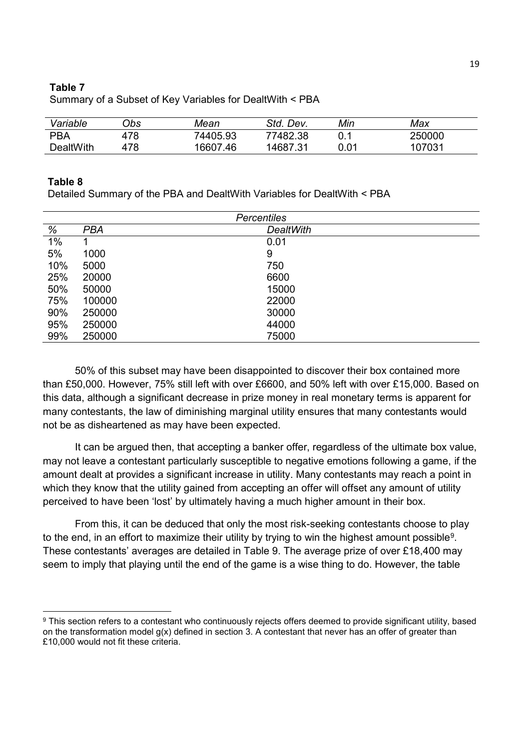**Table 7**
Summary of a Subset of Key Variables for DealtWith < PBA

| *Variable* | *Obs* | *Mean* | *Std. Dev.* | *Min* | *Max* |
|---|---|---|---|---|---|
| PBA | 478 | 74405.93 | 77482.38 | 0.1 | 250000 |
| DealtWith | 478 | 16607.46 | 14687.31 | 0.01 | 107031 |

**Table 8**
Detailed Summary of the PBA and DealtWith Variables for DealtWith < PBA

| | | *Percentiles* |
|---|---|---|
| *%* | *PBA* | *DealtWith* |
| 1% | 1 | 0.01 |
| 5% | 1000 | 9 |
| 10% | 5000 | 750 |
| 25% | 20000 | 6600 |
| 50% | 50000 | 15000 |
| 75% | 100000 | 22000 |
| 90% | 250000 | 30000 |
| 95% | 250000 | 44000 |
| 99% | 250000 | 75000 |

50% of this subset may have been disappointed to discover their box contained more than £50,000. However, 75% still left with over £6600, and 50% left with over £15,000. Based on this data, although a significant decrease in prize money in real monetary terms is apparent for many contestants, the law of diminishing marginal utility ensures that many contestants would not be as disheartened as may have been expected.

It can be argued then, that accepting a banker offer, regardless of the ultimate box value, may not leave a contestant particularly susceptible to negative emotions following a game, if the amount dealt at provides a significant increase in utility. Many contestants may reach a point in which they know that the utility gained from accepting an offer will offset any amount of utility perceived to have been 'lost' by ultimately having a much higher amount in their box.

From this, it can be deduced that only the most risk-seeking contestants choose to play to the end, in an effort to maximize their utility by trying to win the highest amount possible[9]. These contestants' averages are detailed in Table 9. The average prize of over £18,400 may seem to imply that playing until the end of the game is a wise thing to do. However, the table

[9] This section refers to a contestant who continuously rejects offers deemed to provide significant utility, based on the transformation model $g(x)$ defined in section 3. A contestant that never has an offer of greater than £10,000 would not fit these criteria.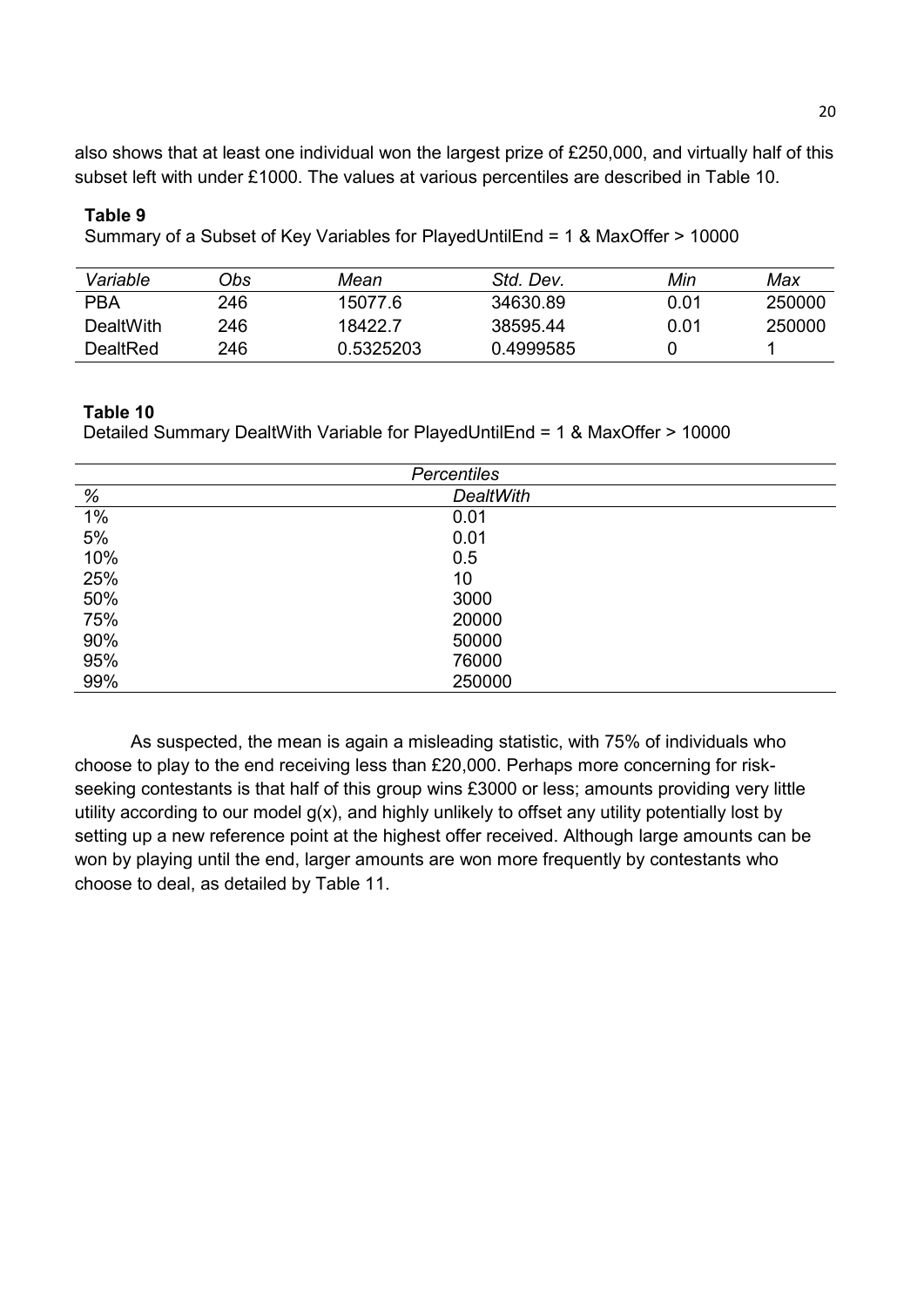also shows that at least one individual won the largest prize of £250,000, and virtually half of this subset left with under £1000. The values at various percentiles are described in Table 10.

**Table 9**

Summary of a Subset of Key Variables for PlayedUntilEnd = 1 & MaxOffer > 10000

| *Variable* | *Obs* | *Mean* | *Std. Dev.* | *Min* | *Max* |
|---|---|---|---|---|---|
| PBA | 246 | 15077.6 | 34630.89 | 0.01 | 250000 |
| DealtWith | 246 | 18422.7 | 38595.44 | 0.01 | 250000 |
| DealtRed | 246 | 0.5325203 | 0.4999585 | 0 | 1 |

**Table 10**

Detailed Summary DealtWith Variable for PlayedUntilEnd = 1 & MaxOffer > 10000

| *Percentiles* | |
|---|---|
| *%* | *DealtWith* |
| 1% | 0.01 |
| 5% | 0.01 |
| 10% | 0.5 |
| 25% | 10 |
| 50% | 3000 |
| 75% | 20000 |
| 90% | 50000 |
| 95% | 76000 |
| 99% | 250000 |

As suspected, the mean is again a misleading statistic, with 75% of individuals who choose to play to the end receiving less than £20,000. Perhaps more concerning for risk-seeking contestants is that half of this group wins £3000 or less; amounts providing very little utility according to our model $g(x)$, and highly unlikely to offset any utility potentially lost by setting up a new reference point at the highest offer received. Although large amounts can be won by playing until the end, larger amounts are won more frequently by contestants who choose to deal, as detailed by Table 11.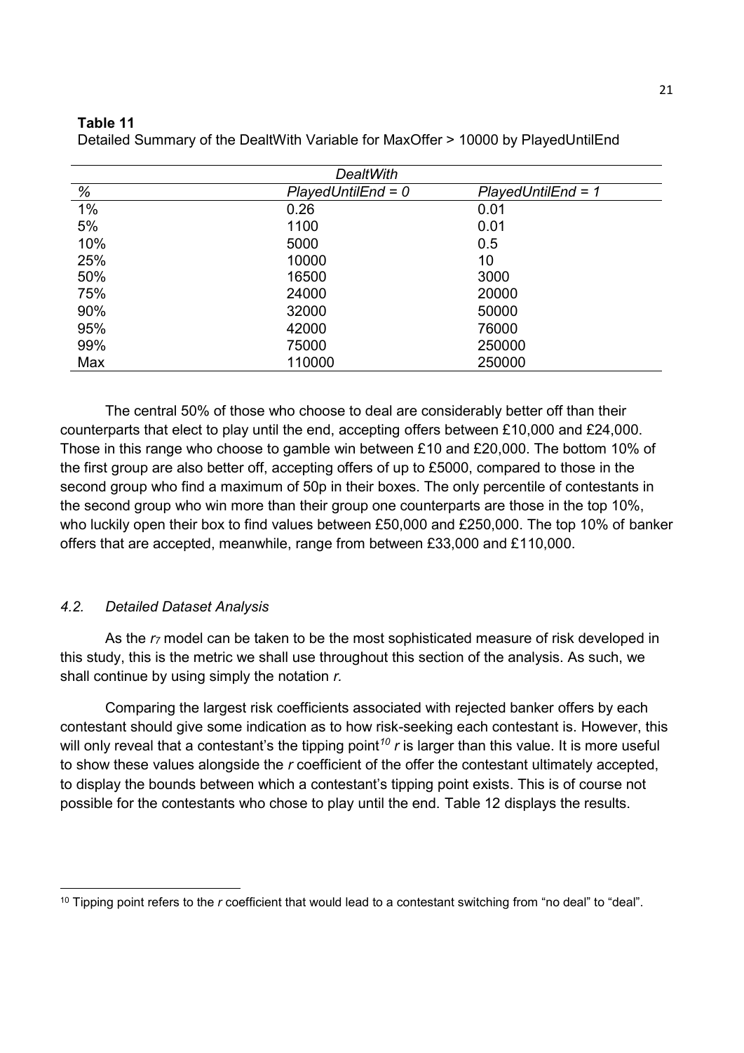**Table 11**

Detailed Summary of the DealtWith Variable for MaxOffer > 10000 by PlayedUntilEnd

| | *DealtWith* | |
|---|---|---|
| *%* | *PlayedUntilEnd = 0* | *PlayedUntilEnd = 1* |
| 1% | 0.26 | 0.01 |
| 5% | 1100 | 0.01 |
| 10% | 5000 | 0.5 |
| 25% | 10000 | 10 |
| 50% | 16500 | 3000 |
| 75% | 24000 | 20000 |
| 90% | 32000 | 50000 |
| 95% | 42000 | 76000 |
| 99% | 75000 | 250000 |
| Max | 110000 | 250000 |

The central 50% of those who choose to deal are considerably better off than their counterparts that elect to play until the end, accepting offers between £10,000 and £24,000. Those in this range who choose to gamble win between £10 and £20,000. The bottom 10% of the first group are also better off, accepting offers of up to £5000, compared to those in the second group who find a maximum of 50p in their boxes. The only percentile of contestants in the second group who win more than their group one counterparts are those in the top 10%, who luckily open their box to find values between £50,000 and £250,000. The top 10% of banker offers that are accepted, meanwhile, range from between £33,000 and £110,000.

### *4.2. Detailed Dataset Analysis*

As the $r_7$ model can be taken to be the most sophisticated measure of risk developed in this study, this is the metric we shall use throughout this section of the analysis. As such, we shall continue by using simply the notation $r$.

Comparing the largest risk coefficients associated with rejected banker offers by each contestant should give some indication as to how risk-seeking each contestant is. However, this will only reveal that a contestant's the tipping point[10] $r$ is larger than this value. It is more useful to show these values alongside the $r$ coefficient of the offer the contestant ultimately accepted, to display the bounds between which a contestant's tipping point exists. This is of course not possible for the contestants who chose to play until the end. Table 12 displays the results.

[10] Tipping point refers to the $r$ coefficient that would lead to a contestant switching from "no deal" to "deal".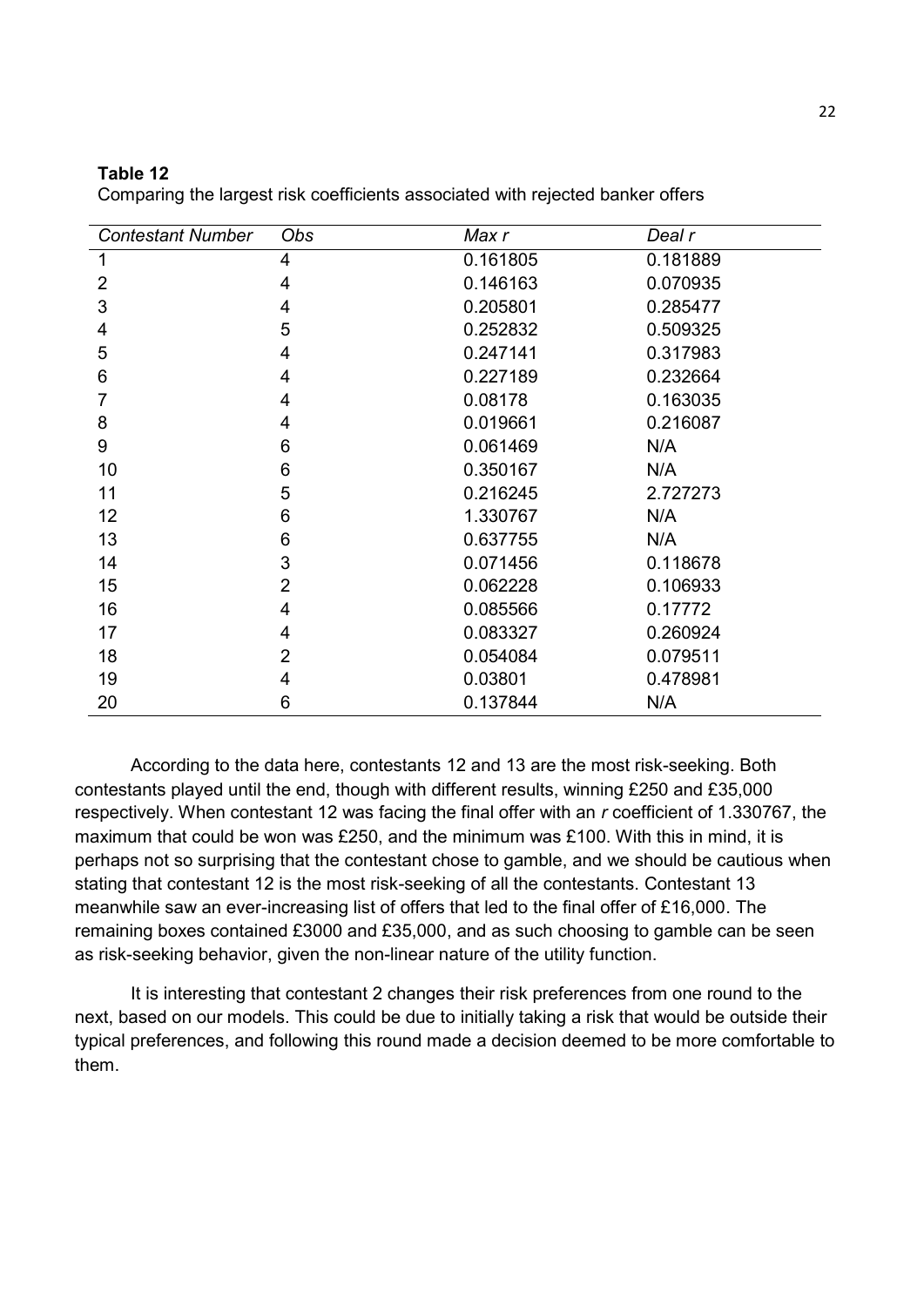**Table 12**

Comparing the largest risk coefficients associated with rejected banker offers

| *Contestant Number* | *Obs* | *Max r* | *Deal r* |
|---|---|---|---|
| 1 | 4 | 0.161805 | 0.181889 |
| 2 | 4 | 0.146163 | 0.070935 |
| 3 | 4 | 0.205801 | 0.285477 |
| 4 | 5 | 0.252832 | 0.509325 |
| 5 | 4 | 0.247141 | 0.317983 |
| 6 | 4 | 0.227189 | 0.232664 |
| 7 | 4 | 0.08178 | 0.163035 |
| 8 | 4 | 0.019661 | 0.216087 |
| 9 | 6 | 0.061469 | N/A |
| 10 | 6 | 0.350167 | N/A |
| 11 | 5 | 0.216245 | 2.727273 |
| 12 | 6 | 1.330767 | N/A |
| 13 | 6 | 0.637755 | N/A |
| 14 | 3 | 0.071456 | 0.118678 |
| 15 | 2 | 0.062228 | 0.106933 |
| 16 | 4 | 0.085566 | 0.17772 |
| 17 | 4 | 0.083327 | 0.260924 |
| 18 | 2 | 0.054084 | 0.079511 |
| 19 | 4 | 0.03801 | 0.478981 |
| 20 | 6 | 0.137844 | N/A |

According to the data here, contestants 12 and 13 are the most risk-seeking. Both contestants played until the end, though with different results, winning £250 and £35,000 respectively. When contestant 12 was facing the final offer with an $r$ coefficient of 1.330767, the maximum that could be won was £250, and the minimum was £100. With this in mind, it is perhaps not so surprising that the contestant chose to gamble, and we should be cautious when stating that contestant 12 is the most risk-seeking of all the contestants. Contestant 13 meanwhile saw an ever-increasing list of offers that led to the final offer of £16,000. The remaining boxes contained £3000 and £35,000, and as such choosing to gamble can be seen as risk-seeking behavior, given the non-linear nature of the utility function.

It is interesting that contestant 2 changes their risk preferences from one round to the next, based on our models. This could be due to initially taking a risk that would be outside their typical preferences, and following this round made a decision deemed to be more comfortable to them.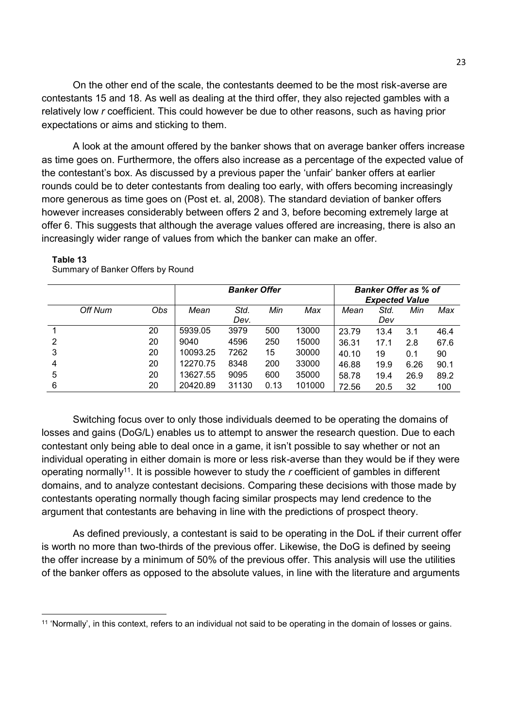On the other end of the scale, the contestants deemed to be the most risk-averse are contestants 15 and 18. As well as dealing at the third offer, they also rejected gambles with a relatively low *r* coefficient. This could however be due to other reasons, such as having prior expectations or aims and sticking to them.

A look at the amount offered by the banker shows that on average banker offers increase as time goes on. Furthermore, the offers also increase as a percentage of the expected value of the contestant's box. As discussed by a previous paper the 'unfair' banker offers at earlier rounds could be to deter contestants from dealing too early, with offers becoming increasingly more generous as time goes on (Post et. al, 2008). The standard deviation of banker offers however increases considerably between offers 2 and 3, before becoming extremely large at offer 6. This suggests that although the average values offered are increasing, there is also an increasingly wider range of values from which the banker can make an offer.

**Table 13**
Summary of Banker Offers by Round

| | | *Banker Offer* | | | | *Banker Offer as % of Expected Value* | | | |
|---|---|---|---|---|---|---|---|---|---|
| *Off Num* | *Obs* | *Mean* | *Std. Dev.* | *Min* | *Max* | *Mean* | *Std. Dev* | *Min* | *Max* |
| 1 | 20 | 5939.05 | 3979 | 500 | 13000 | 23.79 | 13.4 | 3.1 | 46.4 |
| 2 | 20 | 9040 | 4596 | 250 | 15000 | 36.31 | 17.1 | 2.8 | 67.6 |
| 3 | 20 | 10093.25 | 7262 | 15 | 30000 | 40.10 | 19 | 0.1 | 90 |
| 4 | 20 | 12270.75 | 8348 | 200 | 33000 | 46.88 | 19.9 | 6.26 | 90.1 |
| 5 | 20 | 13627.55 | 9095 | 600 | 35000 | 58.78 | 19.4 | 26.9 | 89.2 |
| 6 | 20 | 20420.89 | 31130 | 0.13 | 101000 | 72.56 | 20.5 | 32 | 100 |

Switching focus over to only those individuals deemed to be operating the domains of losses and gains (DoG/L) enables us to attempt to answer the research question. Due to each contestant only being able to deal once in a game, it isn't possible to say whether or not an individual operating in either domain is more or less risk-averse than they would be if they were operating normally[11]. It is possible however to study the *r* coefficient of gambles in different domains, and to analyze contestant decisions. Comparing these decisions with those made by contestants operating normally though facing similar prospects may lend credence to the argument that contestants are behaving in line with the predictions of prospect theory.

As defined previously, a contestant is said to be operating in the DoL if their current offer is worth no more than two-thirds of the previous offer. Likewise, the DoG is defined by seeing the offer increase by a minimum of 50% of the previous offer. This analysis will use the utilities of the banker offers as opposed to the absolute values, in line with the literature and arguments

[11] 'Normally', in this context, refers to an individual not said to be operating in the domain of losses or gains.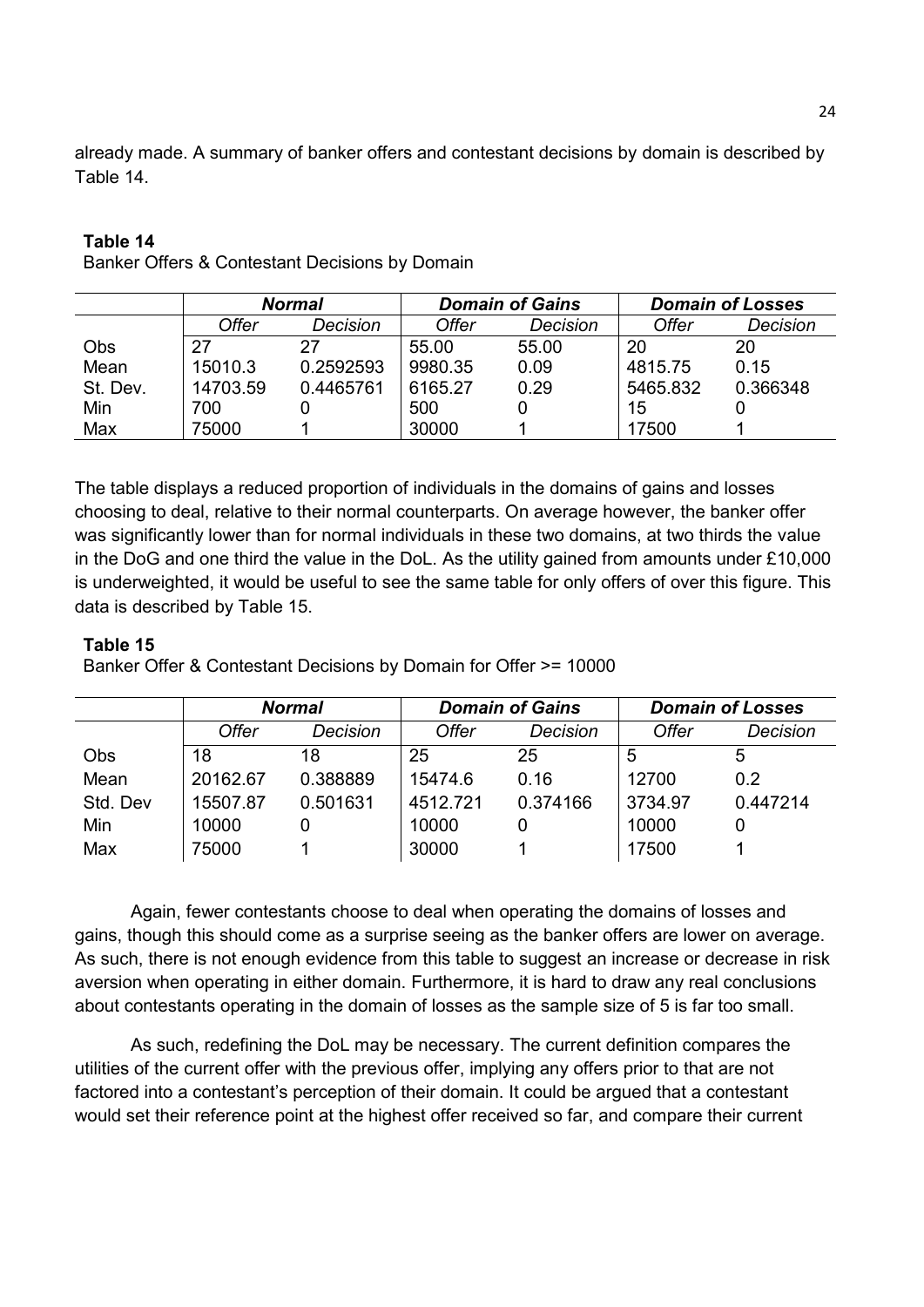already made. A summary of banker offers and contestant decisions by domain is described by Table 14.

**Table 14**

Banker Offers & Contestant Decisions by Domain

| | *Normal* | | *Domain of Gains* | | *Domain of Losses* | |
|---|---|---|---|---|---|---|
| | *Offer* | *Decision* | *Offer* | *Decision* | *Offer* | *Decision* |
| Obs | 27 | 27 | 55.00 | 55.00 | 20 | 20 |
| Mean | 15010.3 | 0.2592593 | 9980.35 | 0.09 | 4815.75 | 0.15 |
| St. Dev. | 14703.59 | 0.4465761 | 6165.27 | 0.29 | 5465.832 | 0.366348 |
| Min | 700 | 0 | 500 | 0 | 15 | 0 |
| Max | 75000 | 1 | 30000 | 1 | 17500 | 1 |

The table displays a reduced proportion of individuals in the domains of gains and losses choosing to deal, relative to their normal counterparts. On average however, the banker offer was significantly lower than for normal individuals in these two domains, at two thirds the value in the DoG and one third the value in the DoL. As the utility gained from amounts under £10,000 is underweighted, it would be useful to see the same table for only offers of over this figure. This data is described by Table 15.

**Table 15**

Banker Offer & Contestant Decisions by Domain for Offer >= 10000

| | *Normal* | | *Domain of Gains* | | *Domain of Losses* | |
|---|---|---|---|---|---|---|
| | *Offer* | *Decision* | *Offer* | *Decision* | *Offer* | *Decision* |
| Obs | 18 | 18 | 25 | 25 | 5 | 5 |
| Mean | 20162.67 | 0.388889 | 15474.6 | 0.16 | 12700 | 0.2 |
| Std. Dev | 15507.87 | 0.501631 | 4512.721 | 0.374166 | 3734.97 | 0.447214 |
| Min | 10000 | 0 | 10000 | 0 | 10000 | 0 |
| Max | 75000 | 1 | 30000 | 1 | 17500 | 1 |

Again, fewer contestants choose to deal when operating the domains of losses and gains, though this should come as a surprise seeing as the banker offers are lower on average. As such, there is not enough evidence from this table to suggest an increase or decrease in risk aversion when operating in either domain. Furthermore, it is hard to draw any real conclusions about contestants operating in the domain of losses as the sample size of 5 is far too small.

As such, redefining the DoL may be necessary. The current definition compares the utilities of the current offer with the previous offer, implying any offers prior to that are not factored into a contestant's perception of their domain. It could be argued that a contestant would set their reference point at the highest offer received so far, and compare their current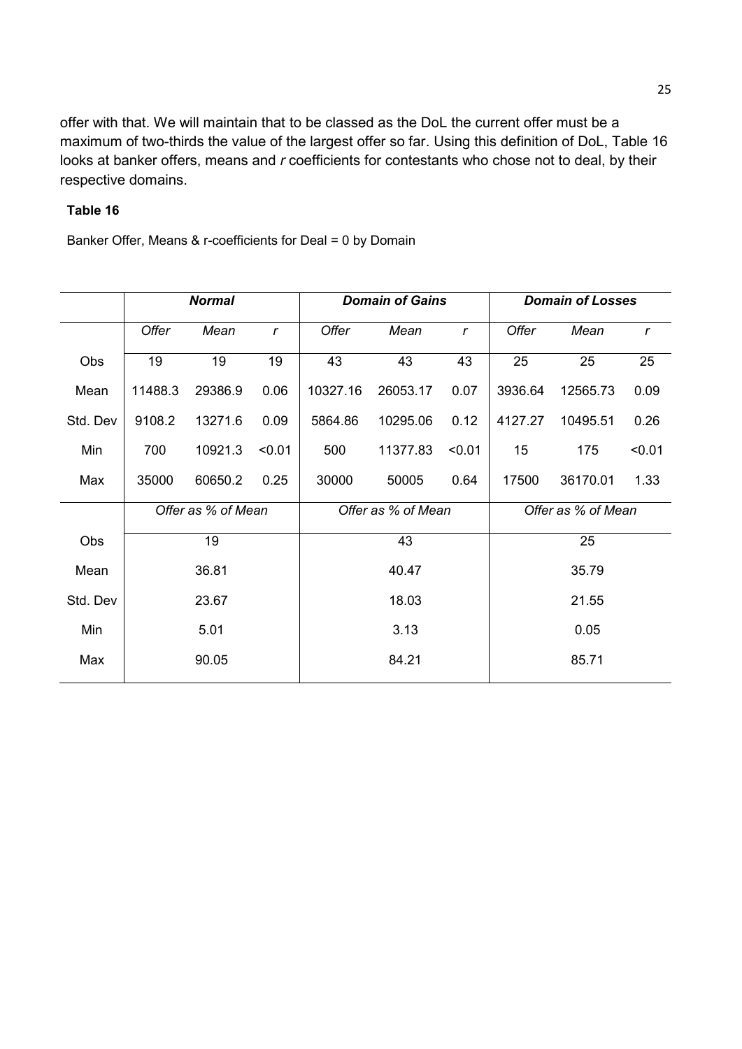offer with that. We will maintain that to be classed as the DoL the current offer must be a maximum of two-thirds the value of the largest offer so far. Using this definition of DoL, Table 16 looks at banker offers, means and *r* coefficients for contestants who chose not to deal, by their respective domains.

**Table 16**

Banker Offer, Means & r-coefficients for Deal = 0 by Domain

| | ***Normal*** | | | ***Domain of Gains*** | | | ***Domain of Losses*** | | |
|---|---|---|---|---|---|---|---|---|---|
| | *Offer* | *Mean* | *r* | *Offer* | *Mean* | *r* | *Offer* | *Mean* | *r* |
| Obs | 19 | 19 | 19 | 43 | 43 | 43 | 25 | 25 | 25 |
| Mean | 11488.3 | 29386.9 | 0.06 | 10327.16 | 26053.17 | 0.07 | 3936.64 | 12565.73 | 0.09 |
| Std. Dev | 9108.2 | 13271.6 | 0.09 | 5864.86 | 10295.06 | 0.12 | 4127.27 | 10495.51 | 0.26 |
| Min | 700 | 10921.3 | <0.01 | 500 | 11377.83 | <0.01 | 15 | 175 | <0.01 |
| Max | 35000 | 60650.2 | 0.25 | 30000 | 50005 | 0.64 | 17500 | 36170.01 | 1.33 |
| | *Offer as % of Mean* | | | *Offer as % of Mean* | | | *Offer as % of Mean* | | |
| Obs | 19 | | | 43 | | | 25 | | |
| Mean | 36.81 | | | 40.47 | | | 35.79 | | |
| Std. Dev | 23.67 | | | 18.03 | | | 21.55 | | |
| Min | 5.01 | | | 3.13 | | | 0.05 | | |
| Max | 90.05 | | | 84.21 | | | 85.71 | | |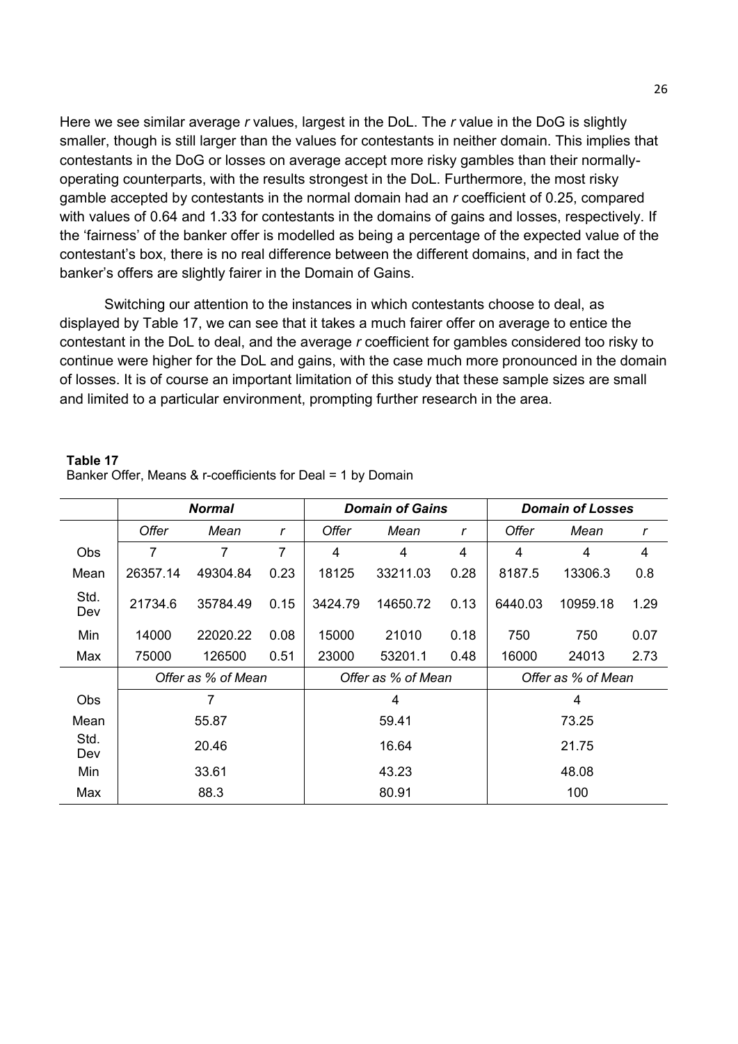Here we see similar average *r* values, largest in the DoL. The *r* value in the DoG is slightly smaller, though is still larger than the values for contestants in neither domain. This implies that contestants in the DoG or losses on average accept more risky gambles than their normally-operating counterparts, with the results strongest in the DoL. Furthermore, the most risky gamble accepted by contestants in the normal domain had an *r* coefficient of 0.25, compared with values of 0.64 and 1.33 for contestants in the domains of gains and losses, respectively. If the 'fairness' of the banker offer is modelled as being a percentage of the expected value of the contestant's box, there is no real difference between the different domains, and in fact the banker's offers are slightly fairer in the Domain of Gains.

Switching our attention to the instances in which contestants choose to deal, as displayed by Table 17, we can see that it takes a much fairer offer on average to entice the contestant in the DoL to deal, and the average *r* coefficient for gambles considered too risky to continue were higher for the DoL and gains, with the case much more pronounced in the domain of losses. It is of course an important limitation of this study that these sample sizes are small and limited to a particular environment, prompting further research in the area.

**Table 17**
Banker Offer, Means & r-coefficients for Deal = 1 by Domain

| | ***Normal*** | | | ***Domain of Gains*** | | | ***Domain of Losses*** | | |
|---|---|---|---|---|---|---|---|---|---|
| | *Offer* | *Mean* | *r* | *Offer* | *Mean* | *r* | *Offer* | *Mean* | *r* |
| Obs | 7 | 7 | 7 | 4 | 4 | 4 | 4 | 4 | 4 |
| Mean | 26357.14 | 49304.84 | 0.23 | 18125 | 33211.03 | 0.28 | 8187.5 | 13306.3 | 0.8 |
| Std. Dev | 21734.6 | 35784.49 | 0.15 | 3424.79 | 14650.72 | 0.13 | 6440.03 | 10959.18 | 1.29 |
| Min | 14000 | 22020.22 | 0.08 | 15000 | 21010 | 0.18 | 750 | 750 | 0.07 |
| Max | 75000 | 126500 | 0.51 | 23000 | 53201.1 | 0.48 | 16000 | 24013 | 2.73 |
| | *Offer as % of Mean* | | | *Offer as % of Mean* | | | *Offer as % of Mean* | | |
| Obs | 7 | | | 4 | | | 4 | | |
| Mean | 55.87 | | | 59.41 | | | 73.25 | | |
| Std. Dev | 20.46 | | | 16.64 | | | 21.75 | | |
| Min | 33.61 | | | 43.23 | | | 48.08 | | |
| Max | 88.3 | | | 80.91 | | | 100 | | |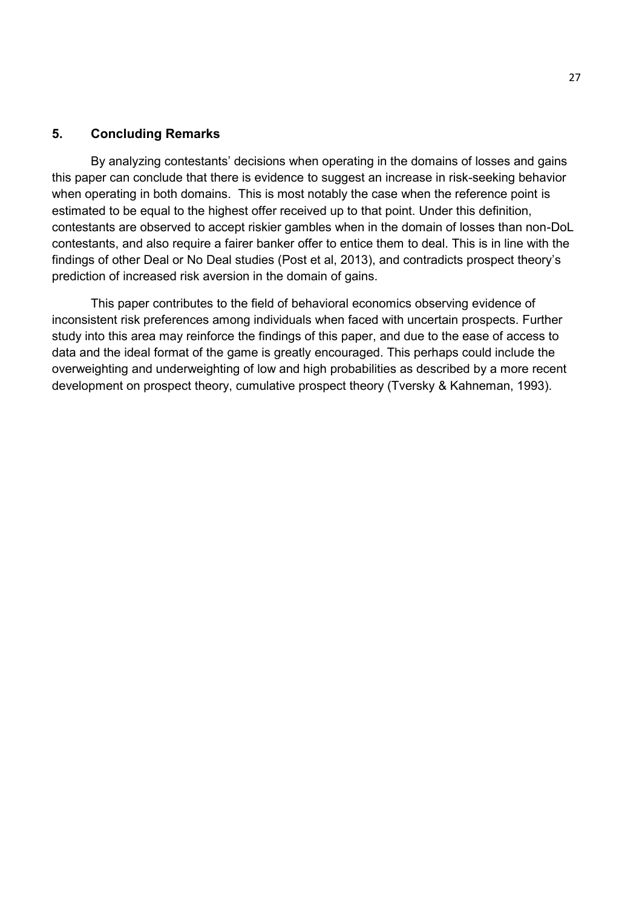## 5. Concluding Remarks

By analyzing contestants' decisions when operating in the domains of losses and gains this paper can conclude that there is evidence to suggest an increase in risk-seeking behavior when operating in both domains. This is most notably the case when the reference point is estimated to be equal to the highest offer received up to that point. Under this definition, contestants are observed to accept riskier gambles when in the domain of losses than non-DoL contestants, and also require a fairer banker offer to entice them to deal. This is in line with the findings of other Deal or No Deal studies (Post et al, 2013), and contradicts prospect theory's prediction of increased risk aversion in the domain of gains.

This paper contributes to the field of behavioral economics observing evidence of inconsistent risk preferences among individuals when faced with uncertain prospects. Further study into this area may reinforce the findings of this paper, and due to the ease of access to data and the ideal format of the game is greatly encouraged. This perhaps could include the overweighting and underweighting of low and high probabilities as described by a more recent development on prospect theory, cumulative prospect theory (Tversky & Kahneman, 1993).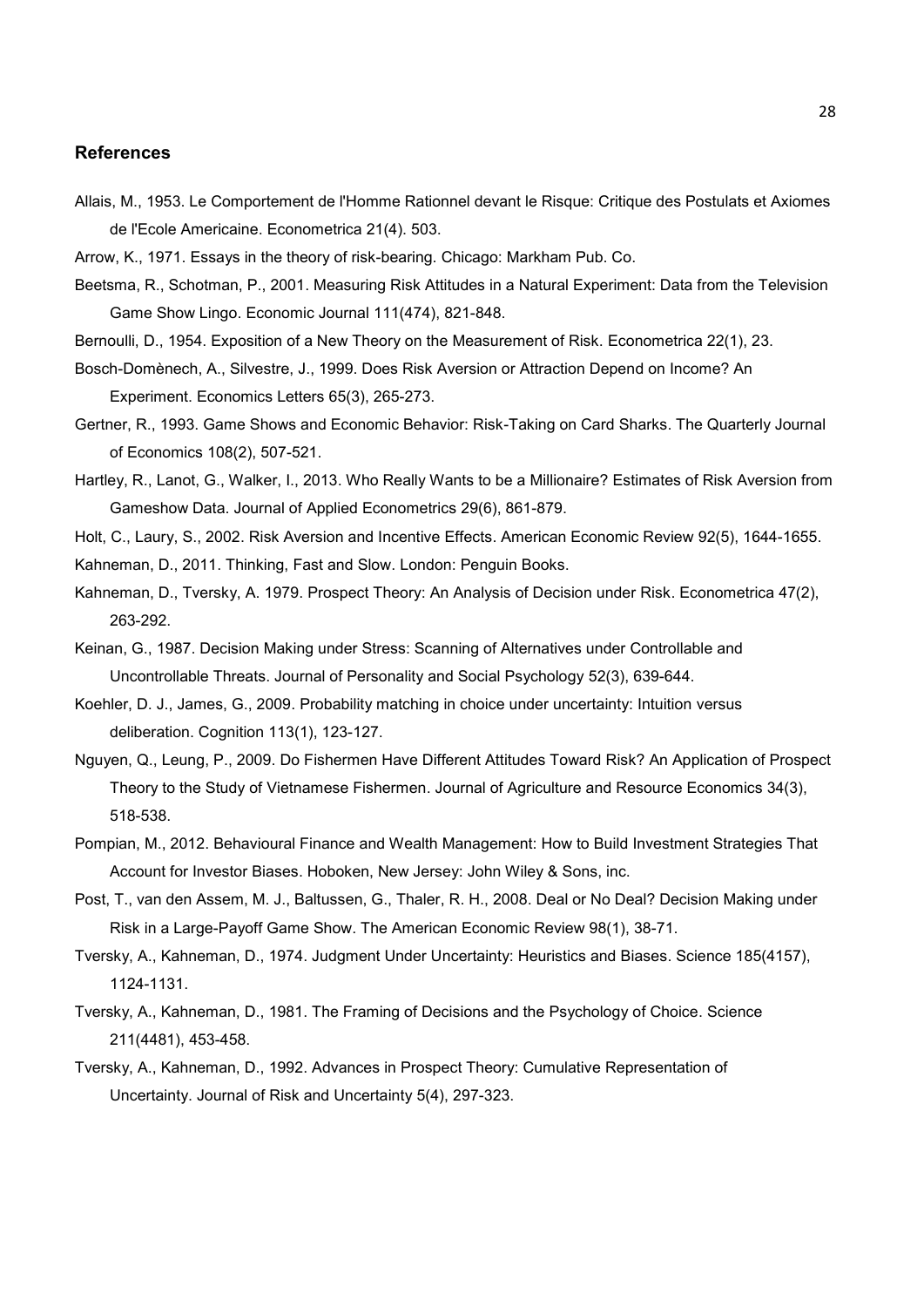## References

Allais, M., 1953. Le Comportement de l'Homme Rationnel devant le Risque: Critique des Postulats et Axiomes de l'Ecole Americaine. Econometrica 21(4). 503.

Arrow, K., 1971. Essays in the theory of risk-bearing. Chicago: Markham Pub. Co.

Beetsma, R., Schotman, P., 2001. Measuring Risk Attitudes in a Natural Experiment: Data from the Television Game Show Lingo. Economic Journal 111(474), 821-848.

Bernoulli, D., 1954. Exposition of a New Theory on the Measurement of Risk. Econometrica 22(1), 23.

Bosch-Domènech, A., Silvestre, J., 1999. Does Risk Aversion or Attraction Depend on Income? An Experiment. Economics Letters 65(3), 265-273.

Gertner, R., 1993. Game Shows and Economic Behavior: Risk-Taking on Card Sharks. The Quarterly Journal of Economics 108(2), 507-521.

Hartley, R., Lanot, G., Walker, I., 2013. Who Really Wants to be a Millionaire? Estimates of Risk Aversion from Gameshow Data. Journal of Applied Econometrics 29(6), 861-879.

Holt, C., Laury, S., 2002. Risk Aversion and Incentive Effects. American Economic Review 92(5), 1644-1655.

Kahneman, D., 2011. Thinking, Fast and Slow. London: Penguin Books.

Kahneman, D., Tversky, A. 1979. Prospect Theory: An Analysis of Decision under Risk. Econometrica 47(2), 263-292.

Keinan, G., 1987. Decision Making under Stress: Scanning of Alternatives under Controllable and Uncontrollable Threats. Journal of Personality and Social Psychology 52(3), 639-644.

Koehler, D. J., James, G., 2009. Probability matching in choice under uncertainty: Intuition versus deliberation. Cognition 113(1), 123-127.

Nguyen, Q., Leung, P., 2009. Do Fishermen Have Different Attitudes Toward Risk? An Application of Prospect Theory to the Study of Vietnamese Fishermen. Journal of Agriculture and Resource Economics 34(3), 518-538.

Pompian, M., 2012. Behavioural Finance and Wealth Management: How to Build Investment Strategies That Account for Investor Biases. Hoboken, New Jersey: John Wiley & Sons, inc.

Post, T., van den Assem, M. J., Baltussen, G., Thaler, R. H., 2008. Deal or No Deal? Decision Making under Risk in a Large-Payoff Game Show. The American Economic Review 98(1), 38-71.

Tversky, A., Kahneman, D., 1974. Judgment Under Uncertainty: Heuristics and Biases. Science 185(4157), 1124-1131.

Tversky, A., Kahneman, D., 1981. The Framing of Decisions and the Psychology of Choice. Science 211(4481), 453-458.

Tversky, A., Kahneman, D., 1992. Advances in Prospect Theory: Cumulative Representation of Uncertainty. Journal of Risk and Uncertainty 5(4), 297-323.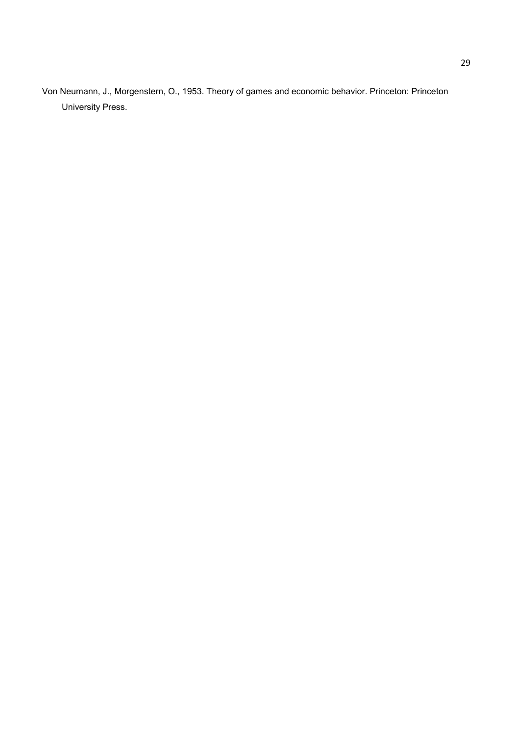Von Neumann, J., Morgenstern, O., 1953. Theory of games and economic behavior. Princeton: Princeton University Press.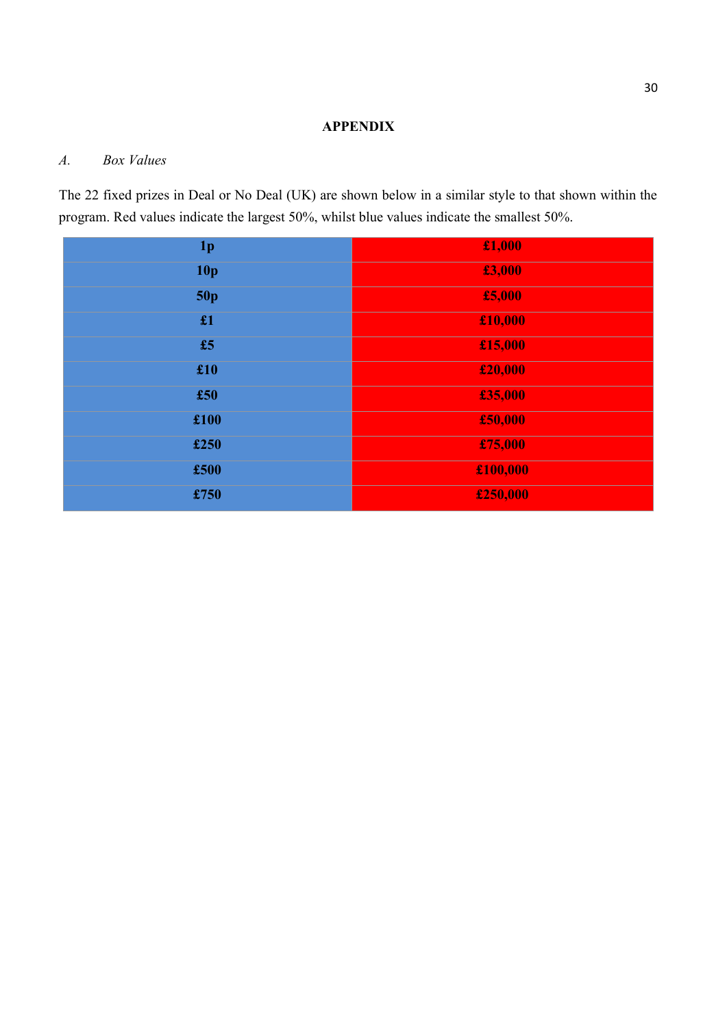## APPENDIX

### *A. Box Values*

The 22 fixed prizes in Deal or No Deal (UK) are shown below in a similar style to that shown within the program. Red values indicate the largest 50%, whilst blue values indicate the smallest 50%.

| | |
|---|---|
| **1p** | **£1,000** |
| **10p** | **£3,000** |
| **50p** | **£5,000** |
| **£1** | **£10,000** |
| **£5** | **£15,000** |
| **£10** | **£20,000** |
| **£50** | **£35,000** |
| **£100** | **£50,000** |
| **£250** | **£75,000** |
| **£500** | **£100,000** |
| **£750** | **£250,000** |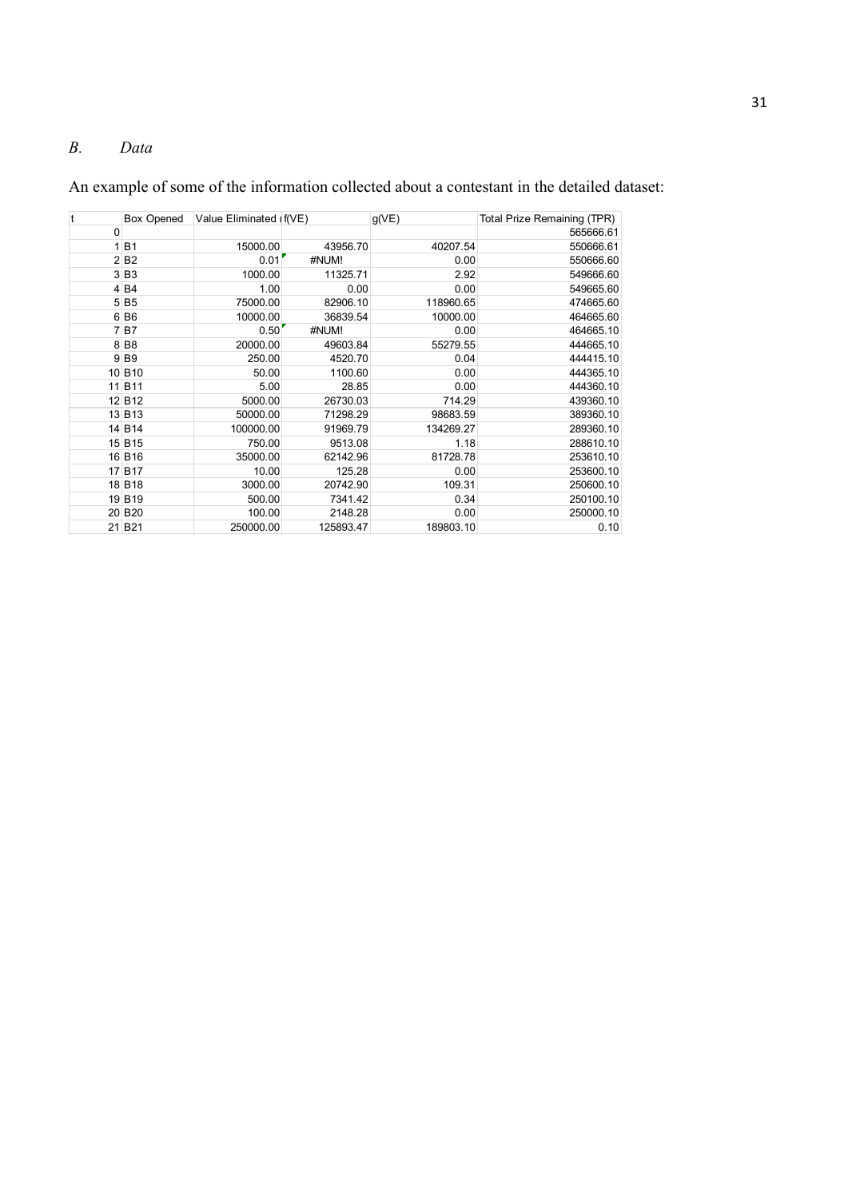## *B. Data*

An example of some of the information collected about a contestant in the detailed dataset:

| t | Box Opened | Value Eliminated ( | f(VE) | g(VE) | Total Prize Remaining (TPR) |
|---|---|---|---|---|---|
| 0 | | | | | 565666.61 |
| 1 | B1 | 15000.00 | 43956.70 | 40207.54 | 550666.61 |
| 2 | B2 | 0.01 | #NUM! | 0.00 | 550666.60 |
| 3 | B3 | 1000.00 | 11325.71 | 2.92 | 549666.60 |
| 4 | B4 | 1.00 | 0.00 | 0.00 | 549665.60 |
| 5 | B5 | 75000.00 | 82906.10 | 118960.65 | 474665.60 |
| 6 | B6 | 10000.00 | 36839.54 | 10000.00 | 464665.60 |
| 7 | B7 | 0.50 | #NUM! | 0.00 | 464665.10 |
| 8 | B8 | 20000.00 | 49603.84 | 55279.55 | 444665.10 |
| 9 | B9 | 250.00 | 4520.70 | 0.04 | 444415.10 |
| 10 | B10 | 50.00 | 1100.60 | 0.00 | 444365.10 |
| 11 | B11 | 5.00 | 28.85 | 0.00 | 444360.10 |
| 12 | B12 | 5000.00 | 26730.03 | 714.29 | 439360.10 |
| 13 | B13 | 50000.00 | 71298.29 | 98683.59 | 389360.10 |
| 14 | B14 | 100000.00 | 91969.79 | 134269.27 | 289360.10 |
| 15 | B15 | 750.00 | 9513.08 | 1.18 | 288610.10 |
| 16 | B16 | 35000.00 | 62142.96 | 81728.78 | 253610.10 |
| 17 | B17 | 10.00 | 125.28 | 0.00 | 253600.10 |
| 18 | B18 | 3000.00 | 20742.90 | 109.31 | 250600.10 |
| 19 | B19 | 500.00 | 7341.42 | 0.34 | 250100.10 |
| 20 | B20 | 100.00 | 2148.28 | 0.00 | 250000.10 |
| 21 | B21 | 250000.00 | 125893.47 | 189803.10 | 0.10 |